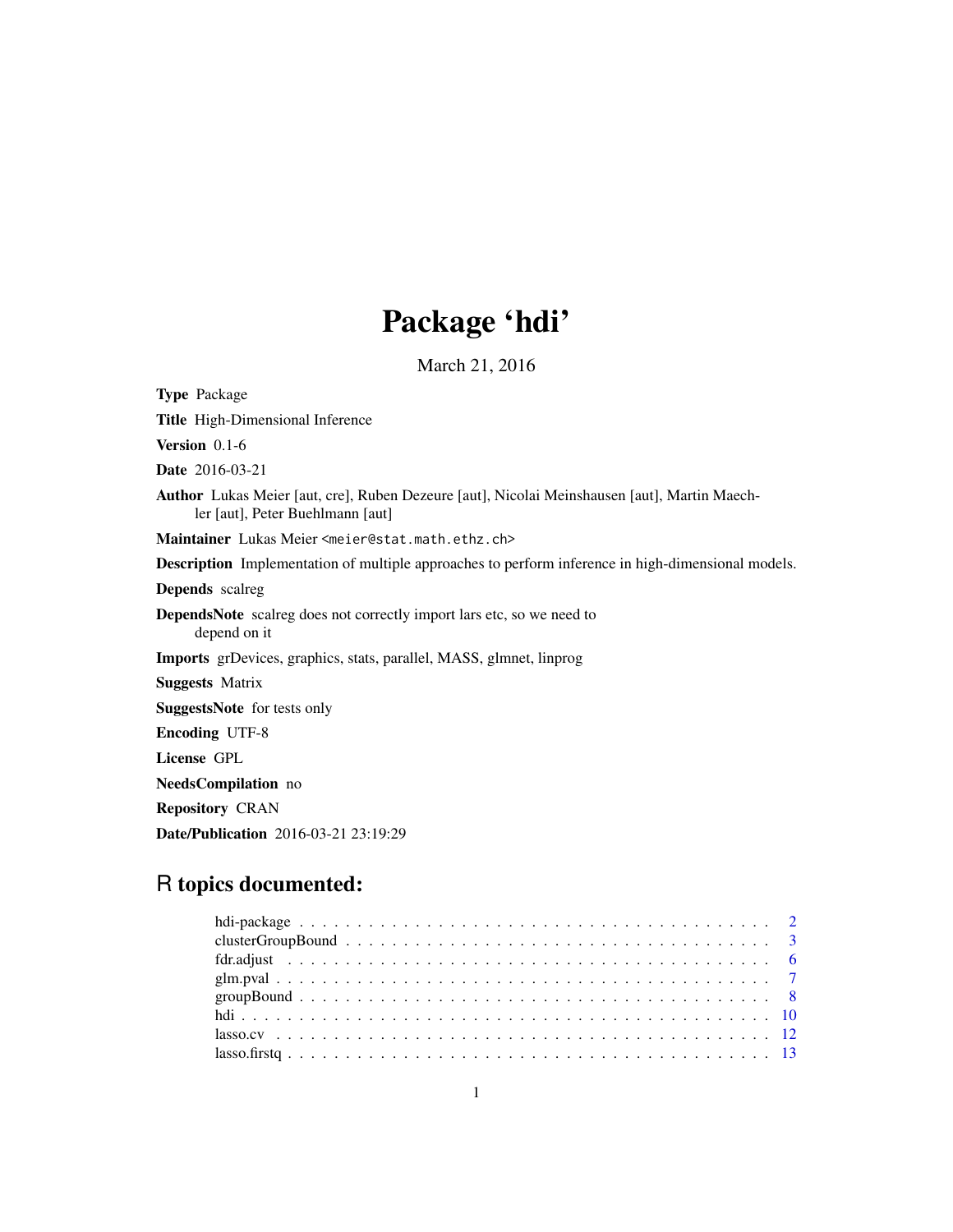# Package 'hdi'

March 21, 2016

**Type** Package

**Title** High-Dimensional Inference

**Version** 0.1-6

**Date** 2016-03-21

**Author** Lukas Meier [aut, cre], Ruben Dezeure [aut], Nicolai Meinshausen [aut], Martin Maechler [aut], Peter Buehlmann [aut]

**Maintainer** Lukas Meier <meier@stat.math.ethz.ch>

**Description** Implementation of multiple approaches to perform inference in high-dimensional models.

**Depends** scalreg

**DependsNote** scalreg does not correctly import lars etc, so we need to depend on it

**Imports** grDevices, graphics, stats, parallel, MASS, glmnet, linprog

**Suggests** Matrix

**SuggestsNote** for tests only

**Encoding** UTF-8

**License** GPL

**NeedsCompilation** no

**Repository** CRAN

**Date/Publication** 2016-03-21 23:19:29

## R topics documented:

- hdi-package . . . . . . . . . . . . . . . . . . . . . . . . . . . . . . . . . . . . . . . . 2
- clusterGroupBound . . . . . . . . . . . . . . . . . . . . . . . . . . . . . . . . . . . . 3
- fdr.adjust . . . . . . . . . . . . . . . . . . . . . . . . . . . . . . . . . . . . . . . . . 6
- glm.pval . . . . . . . . . . . . . . . . . . . . . . . . . . . . . . . . . . . . . . . . . . 7
- groupBound . . . . . . . . . . . . . . . . . . . . . . . . . . . . . . . . . . . . . . . . 8
- hdi . . . . . . . . . . . . . . . . . . . . . . . . . . . . . . . . . . . . . . . . . . . . . 10
- lasso.cv . . . . . . . . . . . . . . . . . . . . . . . . . . . . . . . . . . . . . . . . . . 12
- lasso.firstq . . . . . . . . . . . . . . . . . . . . . . . . . . . . . . . . . . . . . . . . 13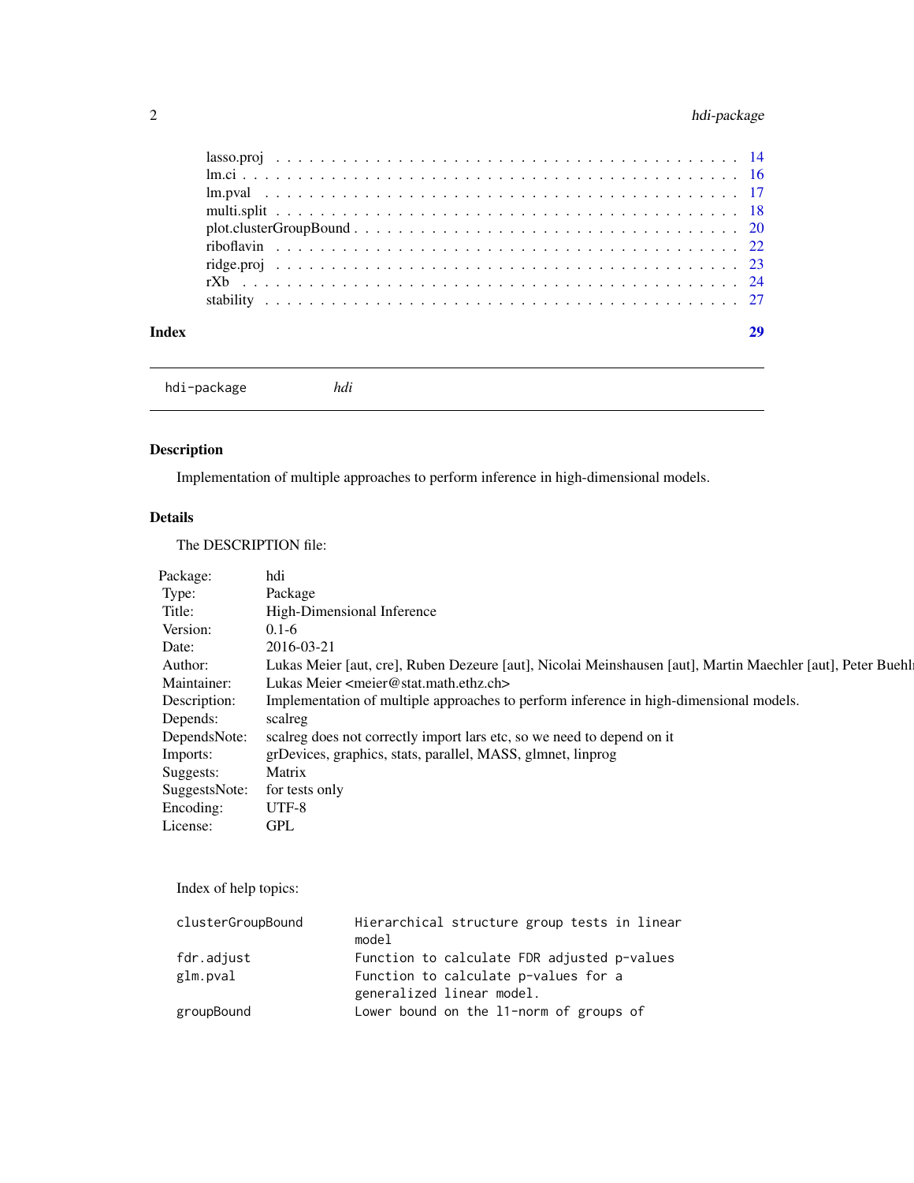| | |
|---|---|
| lasso.proj | 14 |
| lm.ci | 16 |
| lm.pval | 17 |
| multi.split | 18 |
| plot.clusterGroupBound | 20 |
| riboflavin | 22 |
| ridge.proj | 23 |
| rXb | 24 |
| stability | 27 |

**Index** 29

---

hdi-package *hdi*

---

## Description

Implementation of multiple approaches to perform inference in high-dimensional models.

## Details

The DESCRIPTION file:

| | |
|---|---|
| Package: | hdi |
| Type: | Package |
| Title: | High-Dimensional Inference |
| Version: | 0.1-6 |
| Date: | 2016-03-21 |
| Author: | Lukas Meier [aut, cre], Ruben Dezeure [aut], Nicolai Meinshausen [aut], Martin Maechler [aut], Peter Buehl |
| Maintainer: | Lukas Meier <meier@stat.math.ethz.ch> |
| Description: | Implementation of multiple approaches to perform inference in high-dimensional models. |
| Depends: | scalreg |
| DependsNote: | scalreg does not correctly import lars etc, so we need to depend on it |
| Imports: | grDevices, graphics, stats, parallel, MASS, glmnet, linprog |
| Suggests: | Matrix |
| SuggestsNote: | for tests only |
| Encoding: | UTF-8 |
| License: | GPL |

Index of help topics:

```
clusterGroupBound       Hierarchical structure group tests in linear
                        model
fdr.adjust              Function to calculate FDR adjusted p-values
glm.pval                Function to calculate p-values for a
                        generalized linear model.
groupBound              Lower bound on the l1-norm of groups of
```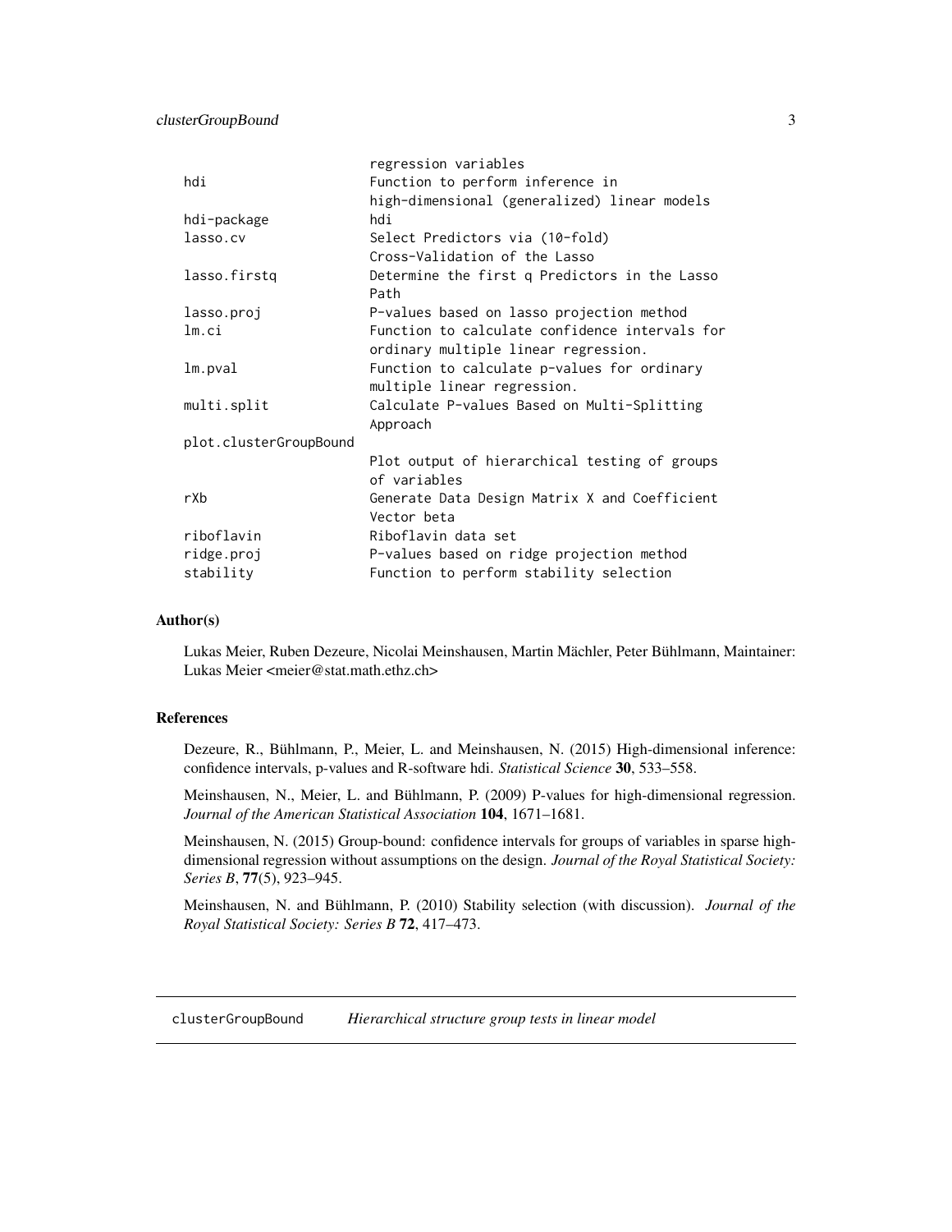```
                        regression variables
hdi                     Function to perform inference in
                        high-dimensional (generalized) linear models
hdi-package             hdi
lasso.cv                Select Predictors via (10-fold)
                        Cross-Validation of the Lasso
lasso.firstq            Determine the first q Predictors in the Lasso
                        Path
lasso.proj              P-values based on lasso projection method
lm.ci                   Function to calculate confidence intervals for
                        ordinary multiple linear regression.
lm.pval                 Function to calculate p-values for ordinary
                        multiple linear regression.
multi.split             Calculate P-values Based on Multi-Splitting
                        Approach
plot.clusterGroupBound
                        Plot output of hierarchical testing of groups
                        of variables
rXb                     Generate Data Design Matrix X and Coefficient
                        Vector beta
riboflavin              Riboflavin data set
ridge.proj              P-values based on ridge projection method
stability               Function to perform stability selection
```

### Author(s)

Lukas Meier, Ruben Dezeure, Nicolai Meinshausen, Martin Mächler, Peter Bühlmann, Maintainer: Lukas Meier <meier@stat.math.ethz.ch>

### References

Dezeure, R., Bühlmann, P., Meier, L. and Meinshausen, N. (2015) High-dimensional inference: confidence intervals, p-values and R-software hdi. *Statistical Science* **30**, 533–558.

Meinshausen, N., Meier, L. and Bühlmann, P. (2009) P-values for high-dimensional regression. *Journal of the American Statistical Association* **104**, 1671–1681.

Meinshausen, N. (2015) Group-bound: confidence intervals for groups of variables in sparse high-dimensional regression without assumptions on the design. *Journal of the Royal Statistical Society: Series B*, **77**(5), 923–945.

Meinshausen, N. and Bühlmann, P. (2010) Stability selection (with discussion). *Journal of the Royal Statistical Society: Series B* **72**, 417–473.

---

## clusterGroupBound &nbsp;&nbsp; *Hierarchical structure group tests in linear model*

---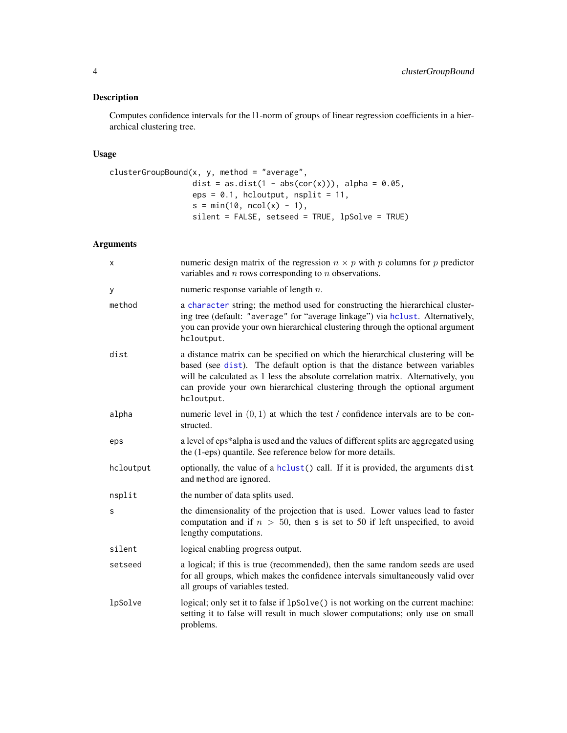## Description

Computes confidence intervals for the l1-norm of groups of linear regression coefficients in a hierarchical clustering tree.

## Usage

```
clusterGroupBound(x, y, method = "average",
                  dist = as.dist(1 - abs(cor(x))), alpha = 0.05,
                  eps = 0.1, hcloutput, nsplit = 11,
                  s = min(10, ncol(x) - 1),
                  silent = FALSE, setseed = TRUE, lpSolve = TRUE)
```

## Arguments

| | |
|---|---|
| `x` | numeric design matrix of the regression $n \times p$ with $p$ columns for $p$ predictor variables and $n$ rows corresponding to $n$ observations. |
| `y` | numeric response variable of length $n$. |
| `method` | a `character` string; the method used for constructing the hierarchical clustering tree (default: `"average"` for "average linkage") via `hclust`. Alternatively, you can provide your own hierarchical clustering through the optional argument `hcloutput`. |
| `dist` | a distance matrix can be specified on which the hierarchical clustering will be based (see `dist`). The default option is that the distance between variables will be calculated as 1 less the absolute correlation matrix. Alternatively, you can provide your own hierarchical clustering through the optional argument `hcloutput`. |
| `alpha` | numeric level in $(0, 1)$ at which the test / confidence intervals are to be constructed. |
| `eps` | a level of eps*alpha is used and the values of different splits are aggregated using the (1-eps) quantile. See reference below for more details. |
| `hcloutput` | optionally, the value of a `hclust()` call. If it is provided, the arguments `dist` and `method` are ignored. |
| `nsplit` | the number of data splits used. |
| `s` | the dimensionality of the projection that is used. Lower values lead to faster computation and if $n > 50$, then `s` is set to 50 if left unspecified, to avoid lengthy computations. |
| `silent` | logical enabling progress output. |
| `setseed` | a logical; if this is true (recommended), then the same random seeds are used for all groups, which makes the confidence intervals simultaneously valid over all groups of variables tested. |
| `lpSolve` | logical; only set it to false if `lpSolve()` is not working on the current machine: setting it to false will result in much slower computations; only use on small problems. |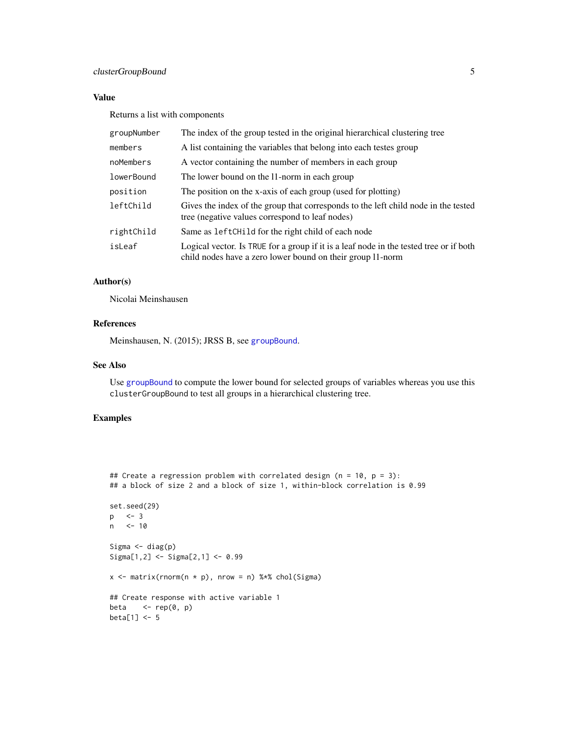## Value

Returns a list with components

| | |
|---|---|
| `groupNumber` | The index of the group tested in the original hierarchical clustering tree |
| `members` | A list containing the variables that belong into each testes group |
| `noMembers` | A vector containing the number of members in each group |
| `lowerBound` | The lower bound on the l1-norm in each group |
| `position` | The position on the x-axis of each group (used for plotting) |
| `leftChild` | Gives the index of the group that corresponds to the left child node in the tested tree (negative values correspond to leaf nodes) |
| `rightChild` | Same as `leftCHild` for the right child of each node |
| `isLeaf` | Logical vector. Is `TRUE` for a group if it is a leaf node in the tested tree or if both child nodes have a zero lower bound on their group l1-norm |

## Author(s)

Nicolai Meinshausen

## References

Meinshausen, N. (2015); JRSS B, see `groupBound`.

## See Also

Use `groupBound` to compute the lower bound for selected groups of variables whereas you use this `clusterGroupBound` to test all groups in a hierarchical clustering tree.

## Examples

```
## Create a regression problem with correlated design (n = 10, p = 3):
## a block of size 2 and a block of size 1, within-block correlation is 0.99

set.seed(29)
p   <- 3
n   <- 10

Sigma <- diag(p)
Sigma[1,2] <- Sigma[2,1] <- 0.99

x <- matrix(rnorm(n * p), nrow = n) %*% chol(Sigma)

## Create response with active variable 1
beta    <- rep(0, p)
beta[1] <- 5
```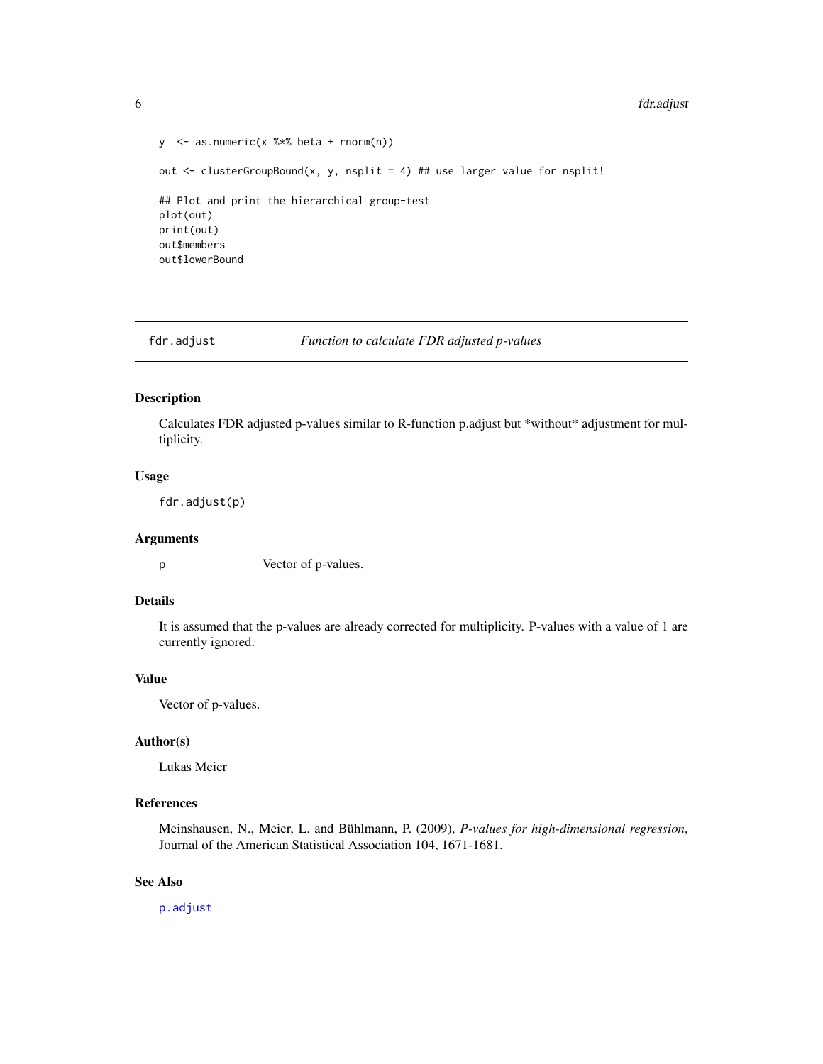```
y  <- as.numeric(x %*% beta + rnorm(n))

out <- clusterGroupBound(x, y, nsplit = 4) ## use larger value for nsplit!

## Plot and print the hierarchical group-test
plot(out)
print(out)
out$members
out$lowerBound
```

---

## fdr.adjust — *Function to calculate FDR adjusted p-values*

### Description

Calculates FDR adjusted p-values similar to R-function p.adjust but *without* adjustment for multiplicity.

### Usage

```
fdr.adjust(p)
```

### Arguments

| | |
|---|---|
| p | Vector of p-values. |

### Details

It is assumed that the p-values are already corrected for multiplicity. P-values with a value of 1 are currently ignored.

### Value

Vector of p-values.

### Author(s)

Lukas Meier

### References

Meinshausen, N., Meier, L. and Bühlmann, P. (2009), *P-values for high-dimensional regression*, Journal of the American Statistical Association 104, 1671-1681.

### See Also

`p.adjust`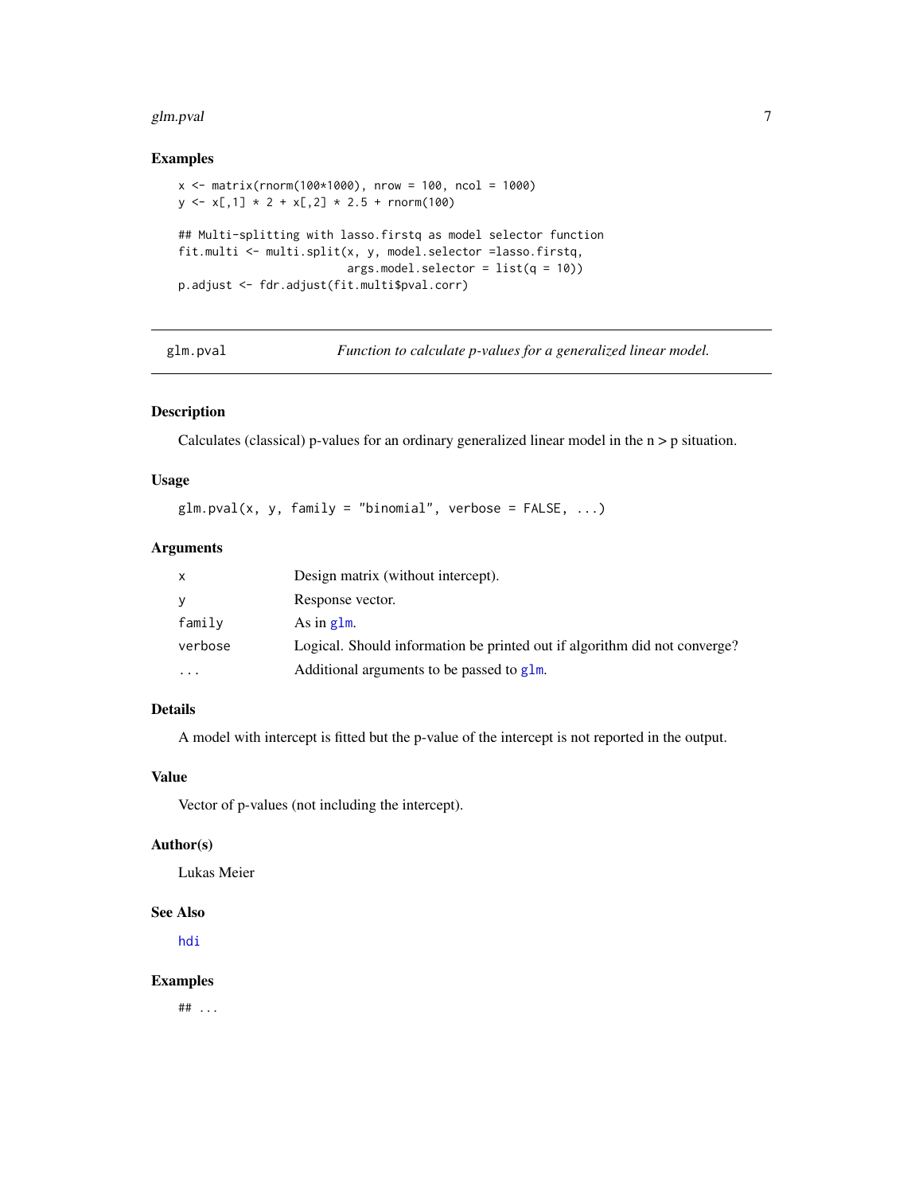## Examples

```
x <- matrix(rnorm(100*1000), nrow = 100, ncol = 1000)
y <- x[,1] * 2 + x[,2] * 2.5 + rnorm(100)

## Multi-splitting with lasso.firstq as model selector function
fit.multi <- multi.split(x, y, model.selector =lasso.firstq,
                         args.model.selector = list(q = 10))
p.adjust <- fdr.adjust(fit.multi$pval.corr)
```

---

`glm.pval` *Function to calculate p-values for a generalized linear model.*

---

## Description

Calculates (classical) p-values for an ordinary generalized linear model in the n > p situation.

## Usage

```
glm.pval(x, y, family = "binomial", verbose = FALSE, ...)
```

## Arguments

| | |
|---|---|
| `x` | Design matrix (without intercept). |
| `y` | Response vector. |
| `family` | As in `glm`. |
| `verbose` | Logical. Should information be printed out if algorithm did not converge? |
| `...` | Additional arguments to be passed to `glm`. |

## Details

A model with intercept is fitted but the p-value of the intercept is not reported in the output.

## Value

Vector of p-values (not including the intercept).

## Author(s)

Lukas Meier

## See Also

`hdi`

## Examples

```
## ...
```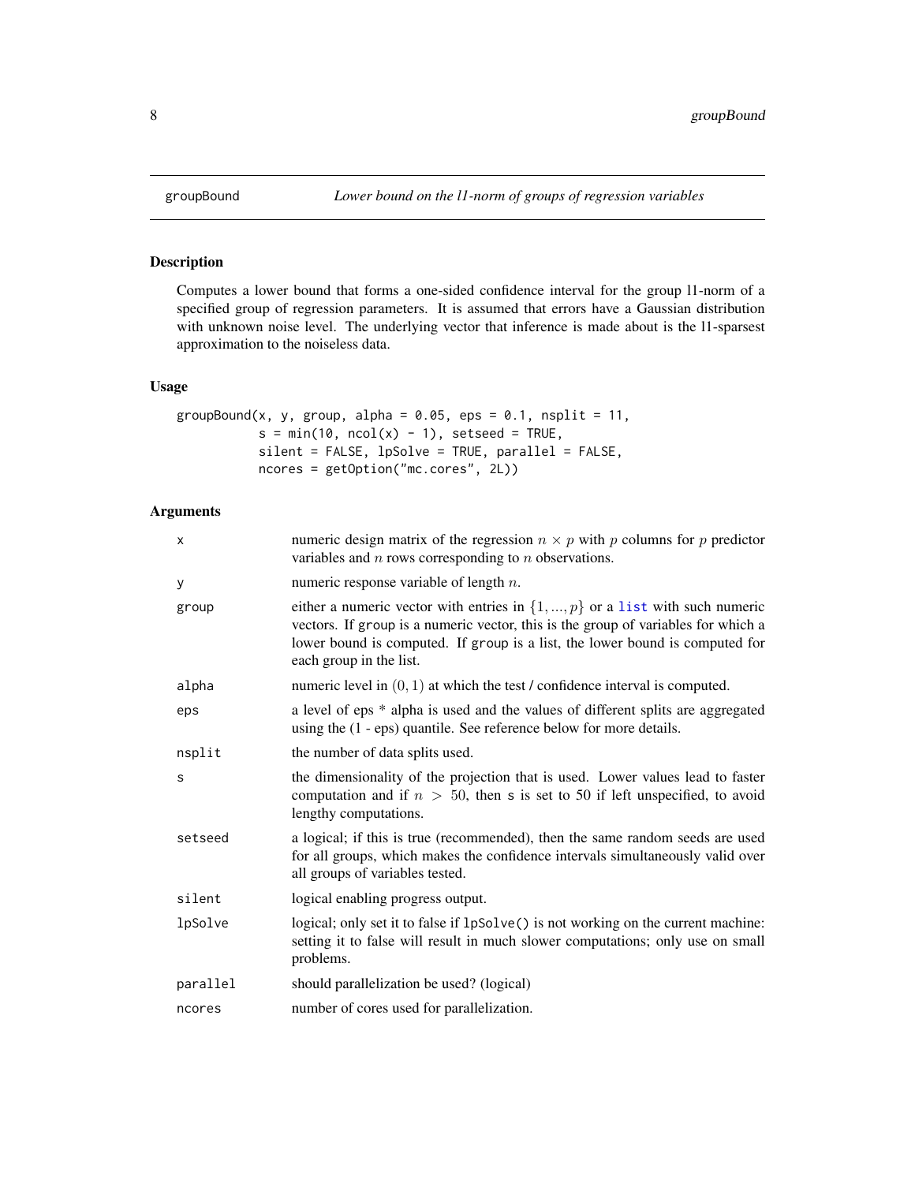## groupBound — *Lower bound on the l1-norm of groups of regression variables*

### Description

Computes a lower bound that forms a one-sided confidence interval for the group l1-norm of a specified group of regression parameters. It is assumed that errors have a Gaussian distribution with unknown noise level. The underlying vector that inference is made about is the l1-sparsest approximation to the noiseless data.

### Usage

```
groupBound(x, y, group, alpha = 0.05, eps = 0.1, nsplit = 11,
           s = min(10, ncol(x) - 1), setseed = TRUE,
           silent = FALSE, lpSolve = TRUE, parallel = FALSE,
           ncores = getOption("mc.cores", 2L))
```

### Arguments

| Argument | Description |
|---|---|
| `x` | numeric design matrix of the regression $n \times p$ with $p$ columns for $p$ predictor variables and $n$ rows corresponding to $n$ observations. |
| `y` | numeric response variable of length $n$. |
| `group` | either a numeric vector with entries in $\{1, ..., p\}$ or a `list` with such numeric vectors. If `group` is a numeric vector, this is the group of variables for which a lower bound is computed. If `group` is a list, the lower bound is computed for each group in the list. |
| `alpha` | numeric level in $(0, 1)$ at which the test / confidence interval is computed. |
| `eps` | a level of eps * alpha is used and the values of different splits are aggregated using the (1 - eps) quantile. See reference below for more details. |
| `nsplit` | the number of data splits used. |
| `s` | the dimensionality of the projection that is used. Lower values lead to faster computation and if $n > 50$, then `s` is set to 50 if left unspecified, to avoid lengthy computations. |
| `setseed` | a logical; if this is true (recommended), then the same random seeds are used for all groups, which makes the confidence intervals simultaneously valid over all groups of variables tested. |
| `silent` | logical enabling progress output. |
| `lpSolve` | logical; only set it to false if `lpSolve()` is not working on the current machine: setting it to false will result in much slower computations; only use on small problems. |
| `parallel` | should parallelization be used? (logical) |
| `ncores` | number of cores used for parallelization. |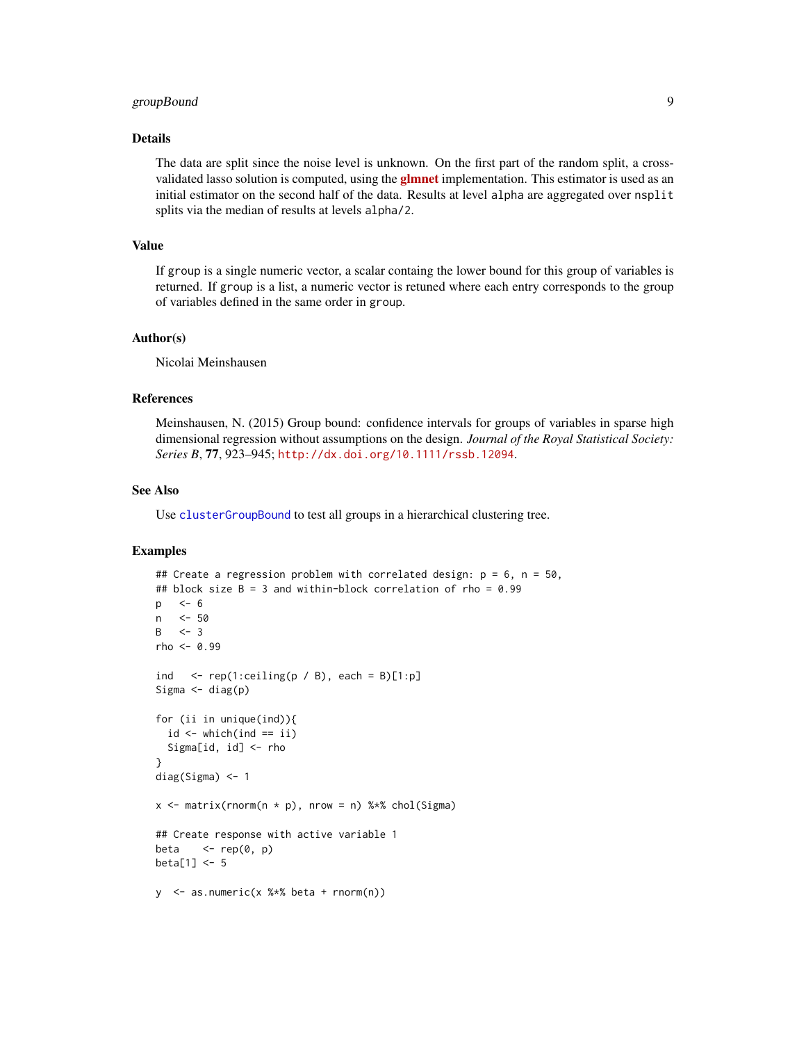## Details

The data are split since the noise level is unknown. On the first part of the random split, a cross-validated lasso solution is computed, using the **glmnet** implementation. This estimator is used as an initial estimator on the second half of the data. Results at level `alpha` are aggregated over `nsplit` splits via the median of results at levels `alpha/2`.

## Value

If `group` is a single numeric vector, a scalar containg the lower bound for this group of variables is returned. If `group` is a list, a numeric vector is retuned where each entry corresponds to the group of variables defined in the same order in `group`.

## Author(s)

Nicolai Meinshausen

## References

Meinshausen, N. (2015) Group bound: confidence intervals for groups of variables in sparse high dimensional regression without assumptions on the design. *Journal of the Royal Statistical Society: Series B*, **77**, 923–945; `http://dx.doi.org/10.1111/rssb.12094`.

## See Also

Use `clusterGroupBound` to test all groups in a hierarchical clustering tree.

## Examples

```
## Create a regression problem with correlated design: p = 6, n = 50,
## block size B = 3 and within-block correlation of rho = 0.99
p   <- 6
n   <- 50
B   <- 3
rho <- 0.99

ind   <- rep(1:ceiling(p / B), each = B)[1:p]
Sigma <- diag(p)

for (ii in unique(ind)){
  id <- which(ind == ii)
  Sigma[id, id] <- rho
}
diag(Sigma) <- 1

x <- matrix(rnorm(n * p), nrow = n) %*% chol(Sigma)

## Create response with active variable 1
beta    <- rep(0, p)
beta[1] <- 5

y  <- as.numeric(x %*% beta + rnorm(n))
```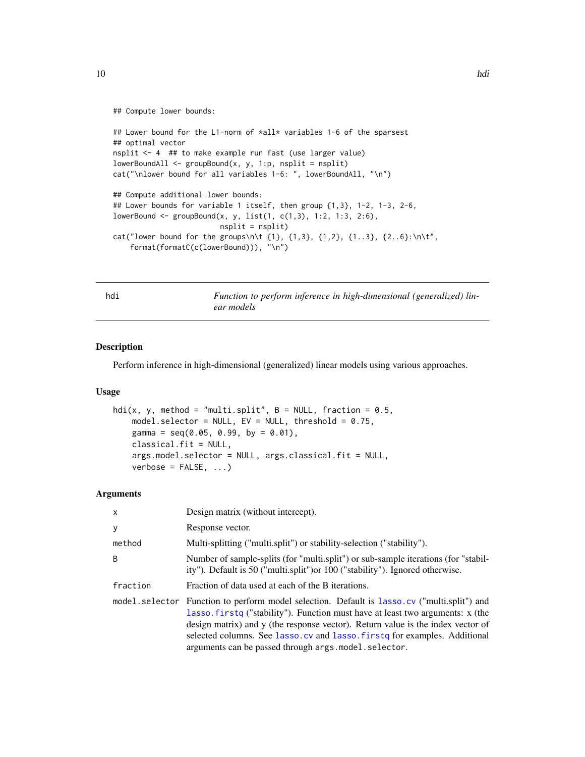```
## Compute lower bounds:

## Lower bound for the L1-norm of *all* variables 1-6 of the sparsest
## optimal vector
nsplit <- 4  ## to make example run fast (use larger value)
lowerBoundAll <- groupBound(x, y, 1:p, nsplit = nsplit)
cat("\nlower bound for all variables 1-6: ", lowerBoundAll, "\n")

## Compute additional lower bounds:
## Lower bounds for variable 1 itself, then group {1,3}, 1-2, 1-3, 2-6,
lowerBound <- groupBound(x, y, list(1, c(1,3), 1:2, 1:3, 2:6),
                         nsplit = nsplit)
cat("lower bound for the groups\n\t {1}, {1,3}, {1,2}, {1..3}, {2..6}:\n\t",
    format(formatC(c(lowerBound))), "\n")
```

---

## hdi — *Function to perform inference in high-dimensional (generalized) linear models*

### Description

Perform inference in high-dimensional (generalized) linear models using various approaches.

### Usage

```
hdi(x, y, method = "multi.split", B = NULL, fraction = 0.5,
    model.selector = NULL, EV = NULL, threshold = 0.75,
    gamma = seq(0.05, 0.99, by = 0.01),
    classical.fit = NULL,
    args.model.selector = NULL, args.classical.fit = NULL,
    verbose = FALSE, ...)
```

### Arguments

| | |
|---|---|
| `x` | Design matrix (without intercept). |
| `y` | Response vector. |
| `method` | Multi-splitting ("multi.split") or stability-selection ("stability"). |
| `B` | Number of sample-splits (for "multi.split") or sub-sample iterations (for "stability"). Default is 50 ("multi.split")or 100 ("stability"). Ignored otherwise. |
| `fraction` | Fraction of data used at each of the B iterations. |
| `model.selector` | Function to perform model selection. Default is `lasso.cv` ("multi.split") and `lasso.firstq` ("stability"). Function must have at least two arguments: x (the design matrix) and y (the response vector). Return value is the index vector of selected columns. See `lasso.cv` and `lasso.firstq` for examples. Additional arguments can be passed through `args.model.selector`. |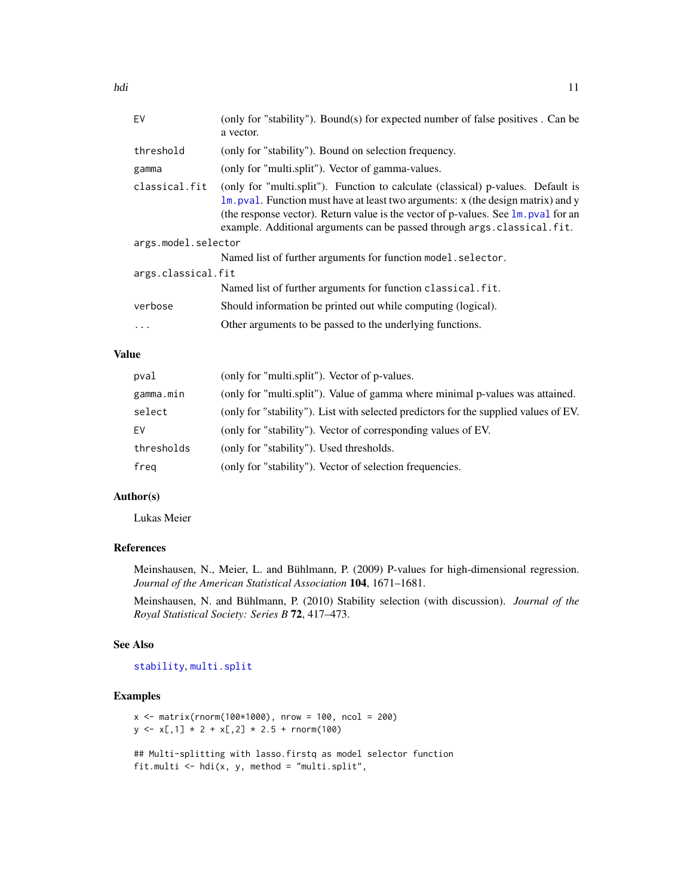| | |
|---|---|
| `EV` | (only for "stability"). Bound(s) for expected number of false positives . Can be a vector. |
| `threshold` | (only for "stability"). Bound on selection frequency. |
| `gamma` | (only for "multi.split"). Vector of gamma-values. |
| `classical.fit` | (only for "multi.split"). Function to calculate (classical) p-values. Default is `lm.pval`. Function must have at least two arguments: x (the design matrix) and y (the response vector). Return value is the vector of p-values. See `lm.pval` for an example. Additional arguments can be passed through `args.classical.fit`. |
| `args.model.selector` | Named list of further arguments for function `model.selector`. |
| `args.classical.fit` | Named list of further arguments for function `classical.fit`. |
| `verbose` | Should information be printed out while computing (logical). |
| `...` | Other arguments to be passed to the underlying functions. |

### Value

| | |
|---|---|
| `pval` | (only for "multi.split"). Vector of p-values. |
| `gamma.min` | (only for "multi.split"). Value of gamma where minimal p-values was attained. |
| `select` | (only for "stability"). List with selected predictors for the supplied values of EV. |
| `EV` | (only for "stability"). Vector of corresponding values of EV. |
| `thresholds` | (only for "stability"). Used thresholds. |
| `freq` | (only for "stability"). Vector of selection frequencies. |

### Author(s)

Lukas Meier

### References

Meinshausen, N., Meier, L. and Bühlmann, P. (2009) P-values for high-dimensional regression. *Journal of the American Statistical Association* **104**, 1671–1681.

Meinshausen, N. and Bühlmann, P. (2010) Stability selection (with discussion). *Journal of the Royal Statistical Society: Series B* **72**, 417–473.

### See Also

`stability`, `multi.split`

### Examples

```
x <- matrix(rnorm(100*1000), nrow = 100, ncol = 200)
y <- x[,1] * 2 + x[,2] * 2.5 + rnorm(100)

## Multi-splitting with lasso.firstq as model selector function
fit.multi <- hdi(x, y, method = "multi.split",
```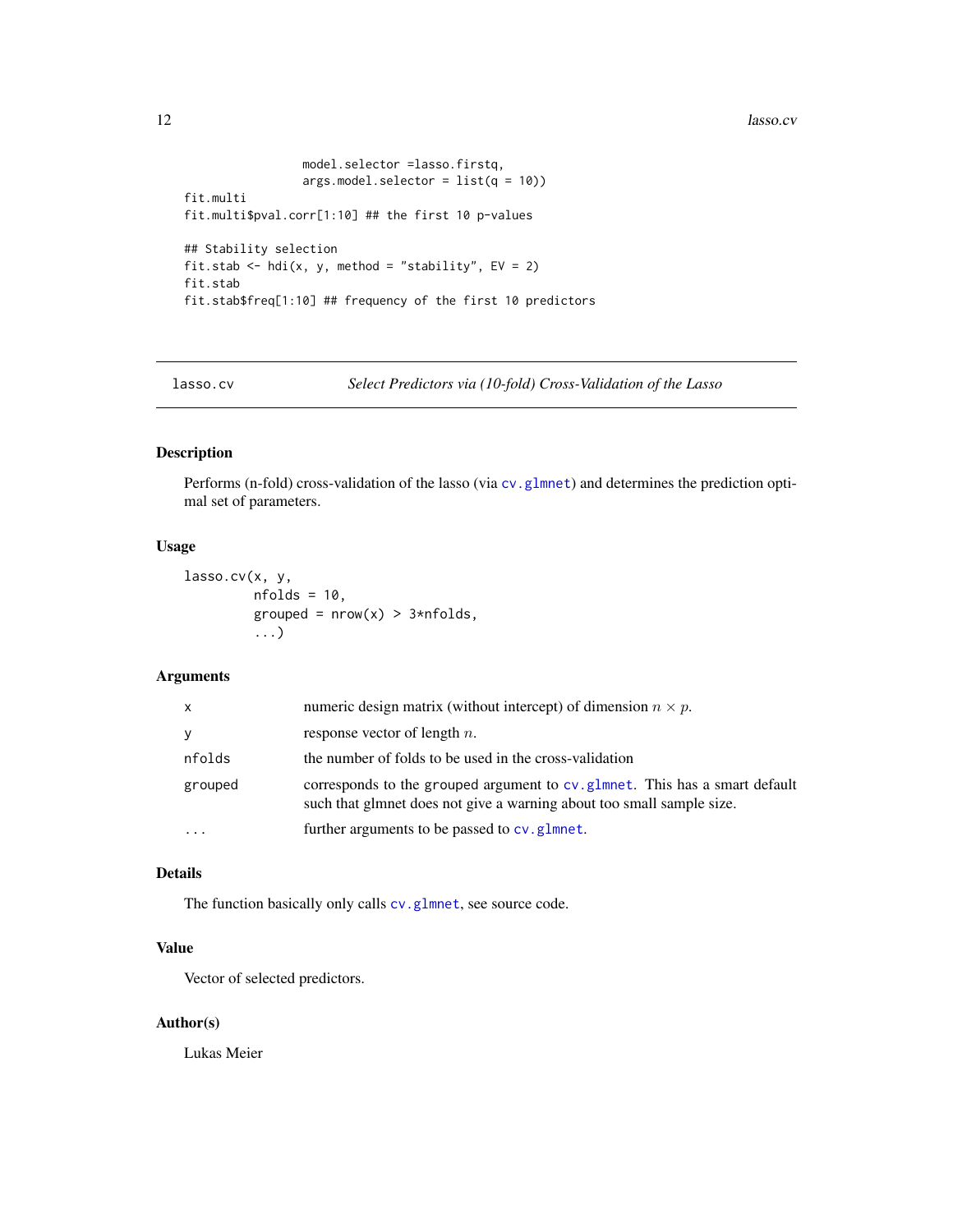```
                 model.selector =lasso.firstq,
                 args.model.selector = list(q = 10))
fit.multi
fit.multi$pval.corr[1:10] ## the first 10 p-values

## Stability selection
fit.stab <- hdi(x, y, method = "stability", EV = 2)
fit.stab
fit.stab$freq[1:10] ## frequency of the first 10 predictors
```

---

## lasso.cv — *Select Predictors via (10-fold) Cross-Validation of the Lasso*

---

### Description

Performs (n-fold) cross-validation of the lasso (via `cv.glmnet`) and determines the prediction optimal set of parameters.

### Usage

```
lasso.cv(x, y,
         nfolds = 10,
         grouped = nrow(x) > 3*nfolds,
         ...)
```

### Arguments

| | |
|---|---|
| `x` | numeric design matrix (without intercept) of dimension $n \times p$. |
| `y` | response vector of length $n$. |
| `nfolds` | the number of folds to be used in the cross-validation |
| `grouped` | corresponds to the grouped argument to `cv.glmnet`. This has a smart default such that glmnet does not give a warning about too small sample size. |
| `...` | further arguments to be passed to `cv.glmnet`. |

### Details

The function basically only calls `cv.glmnet`, see source code.

### Value

Vector of selected predictors.

### Author(s)

Lukas Meier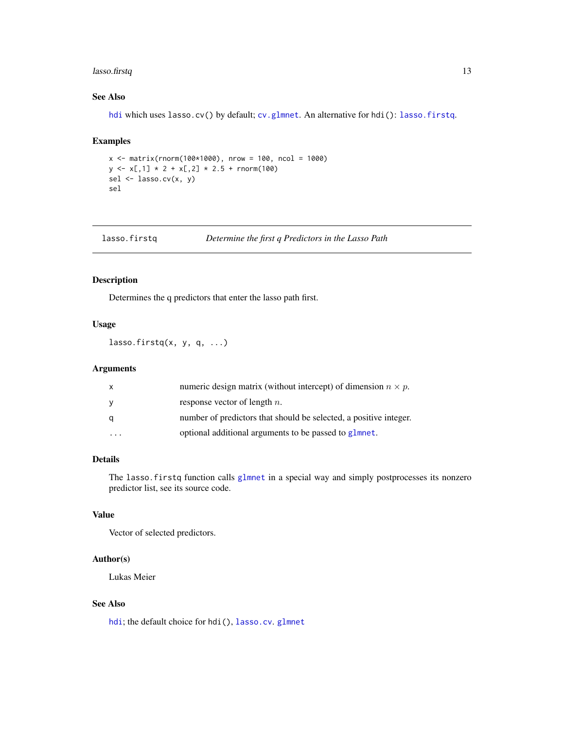## See Also

`hdi` which uses `lasso.cv()` by default; `cv.glmnet`. An alternative for `hdi()`: `lasso.firstq`.

## Examples

```
x <- matrix(rnorm(100*1000), nrow = 100, ncol = 1000)
y <- x[,1] * 2 + x[,2] * 2.5 + rnorm(100)
sel <- lasso.cv(x, y)
sel
```

---

# lasso.firstq — *Determine the first q Predictors in the Lasso Path*

---

## Description

Determines the q predictors that enter the lasso path first.

## Usage

```
lasso.firstq(x, y, q, ...)
```

## Arguments

| | |
|---|---|
| `x` | numeric design matrix (without intercept) of dimension $n \times p$. |
| `y` | response vector of length $n$. |
| `q` | number of predictors that should be selected, a positive integer. |
| `...` | optional additional arguments to be passed to `glmnet`. |

## Details

The `lasso.firstq` function calls `glmnet` in a special way and simply postprocesses its nonzero predictor list, see its source code.

## Value

Vector of selected predictors.

## Author(s)

Lukas Meier

## See Also

`hdi`; the default choice for `hdi()`, `lasso.cv`. `glmnet`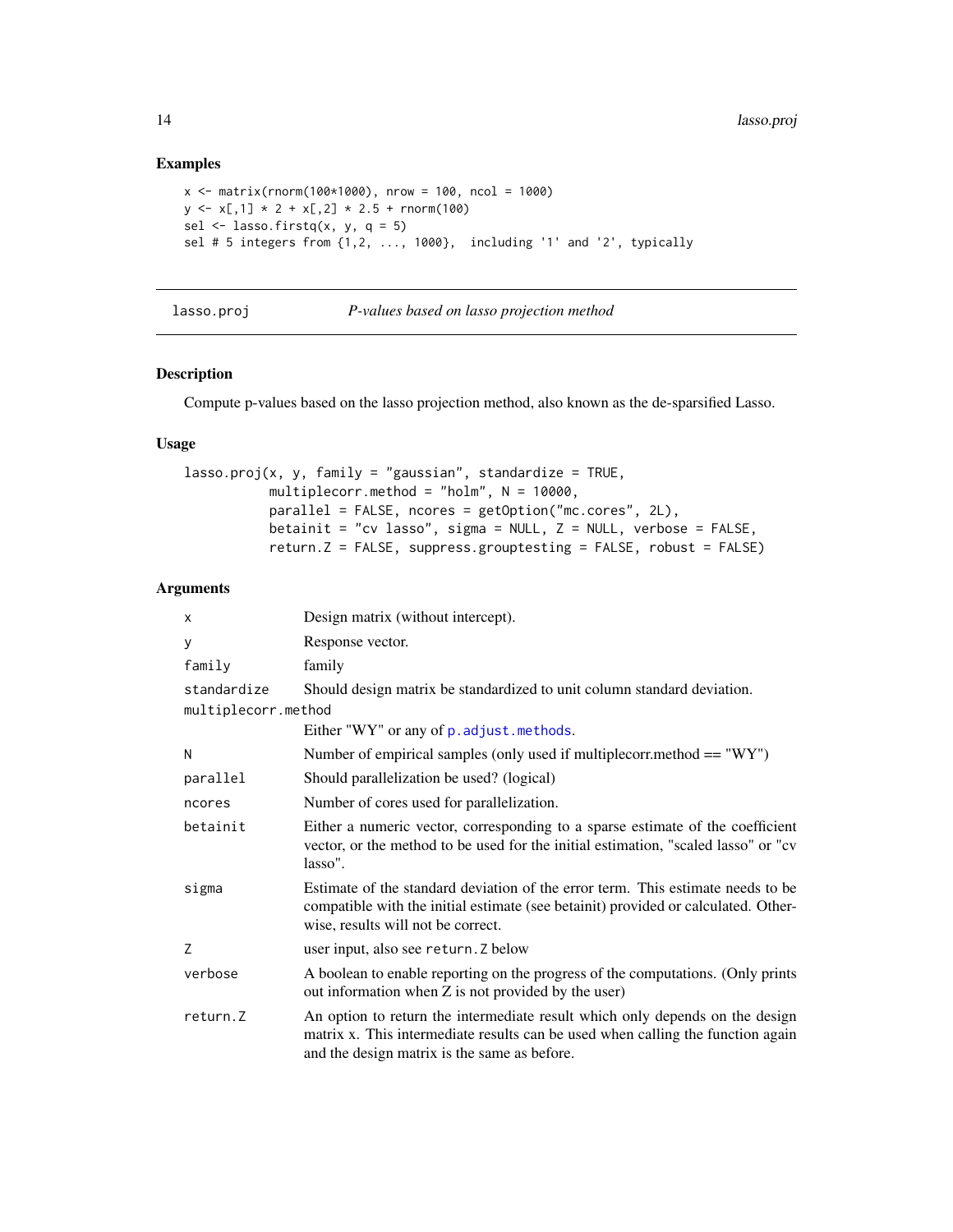## Examples

```
x <- matrix(rnorm(100*1000), nrow = 100, ncol = 1000)
y <- x[,1] * 2 + x[,2] * 2.5 + rnorm(100)
sel <- lasso.firstq(x, y, q = 5)
sel # 5 integers from {1,2, ..., 1000},  including '1' and '2', typically
```

---

`lasso.proj` *P-values based on lasso projection method*

---

## Description

Compute p-values based on the lasso projection method, also known as the de-sparsified Lasso.

## Usage

```
lasso.proj(x, y, family = "gaussian", standardize = TRUE,
           multiplecorr.method = "holm", N = 10000,
           parallel = FALSE, ncores = getOption("mc.cores", 2L),
           betainit = "cv lasso", sigma = NULL, Z = NULL, verbose = FALSE,
           return.Z = FALSE, suppress.grouptesting = FALSE, robust = FALSE)
```

## Arguments

| | |
|---|---|
| `x` | Design matrix (without intercept). |
| `y` | Response vector. |
| `family` | family |
| `standardize` | Should design matrix be standardized to unit column standard deviation. |
| `multiplecorr.method` | Either "WY" or any of `p.adjust.methods`. |
| `N` | Number of empirical samples (only used if multiplecorr.method == "WY") |
| `parallel` | Should parallelization be used? (logical) |
| `ncores` | Number of cores used for parallelization. |
| `betainit` | Either a numeric vector, corresponding to a sparse estimate of the coefficient vector, or the method to be used for the initial estimation, "scaled lasso" or "cv lasso". |
| `sigma` | Estimate of the standard deviation of the error term. This estimate needs to be compatible with the initial estimate (see betainit) provided or calculated. Otherwise, results will not be correct. |
| `Z` | user input, also see `return.Z` below |
| `verbose` | A boolean to enable reporting on the progress of the computations. (Only prints out information when Z is not provided by the user) |
| `return.Z` | An option to return the intermediate result which only depends on the design matrix x. This intermediate results can be used when calling the function again and the design matrix is the same as before. |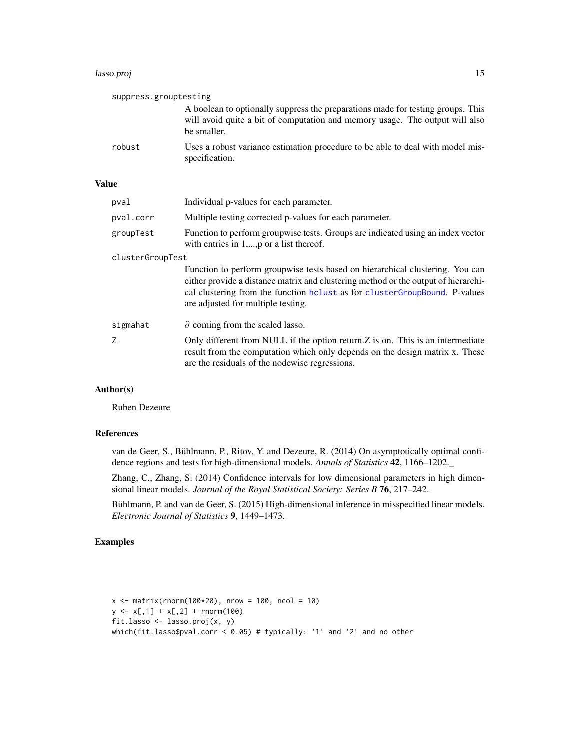`suppress.grouptesting`
: A boolean to optionally suppress the preparations made for testing groups. This will avoid quite a bit of computation and memory usage. The output will also be smaller.

`robust`
: Uses a robust variance estimation procedure to be able to deal with model misspecification.

## Value

`pval`
: Individual p-values for each parameter.

`pval.corr`
: Multiple testing corrected p-values for each parameter.

`groupTest`
: Function to perform groupwise tests. Groups are indicated using an index vector with entries in 1,...,p or a list thereof.

`clusterGroupTest`
: Function to perform groupwise tests based on hierarchical clustering. You can either provide a distance matrix and clustering method or the output of hierarchical clustering from the function hclust as for clusterGroupBound. P-values are adjusted for multiple testing.

`sigmahat`
: $\widehat{\sigma}$ coming from the scaled lasso.

`Z`
: Only different from NULL if the option return.Z is on. This is an intermediate result from the computation which only depends on the design matrix x. These are the residuals of the nodewise regressions.

## Author(s)

Ruben Dezeure

## References

van de Geer, S., Bühlmann, P., Ritov, Y. and Dezeure, R. (2014) On asymptotically optimal confidence regions and tests for high-dimensional models. *Annals of Statistics* **42**, 1166–1202._

Zhang, C., Zhang, S. (2014) Confidence intervals for low dimensional parameters in high dimensional linear models. *Journal of the Royal Statistical Society: Series B* **76**, 217–242.

Bühlmann, P. and van de Geer, S. (2015) High-dimensional inference in misspecified linear models. *Electronic Journal of Statistics* **9**, 1449–1473.

## Examples

```
x <- matrix(rnorm(100*20), nrow = 100, ncol = 10)
y <- x[,1] + x[,2] + rnorm(100)
fit.lasso <- lasso.proj(x, y)
which(fit.lasso$pval.corr < 0.05) # typically: '1' and '2' and no other
```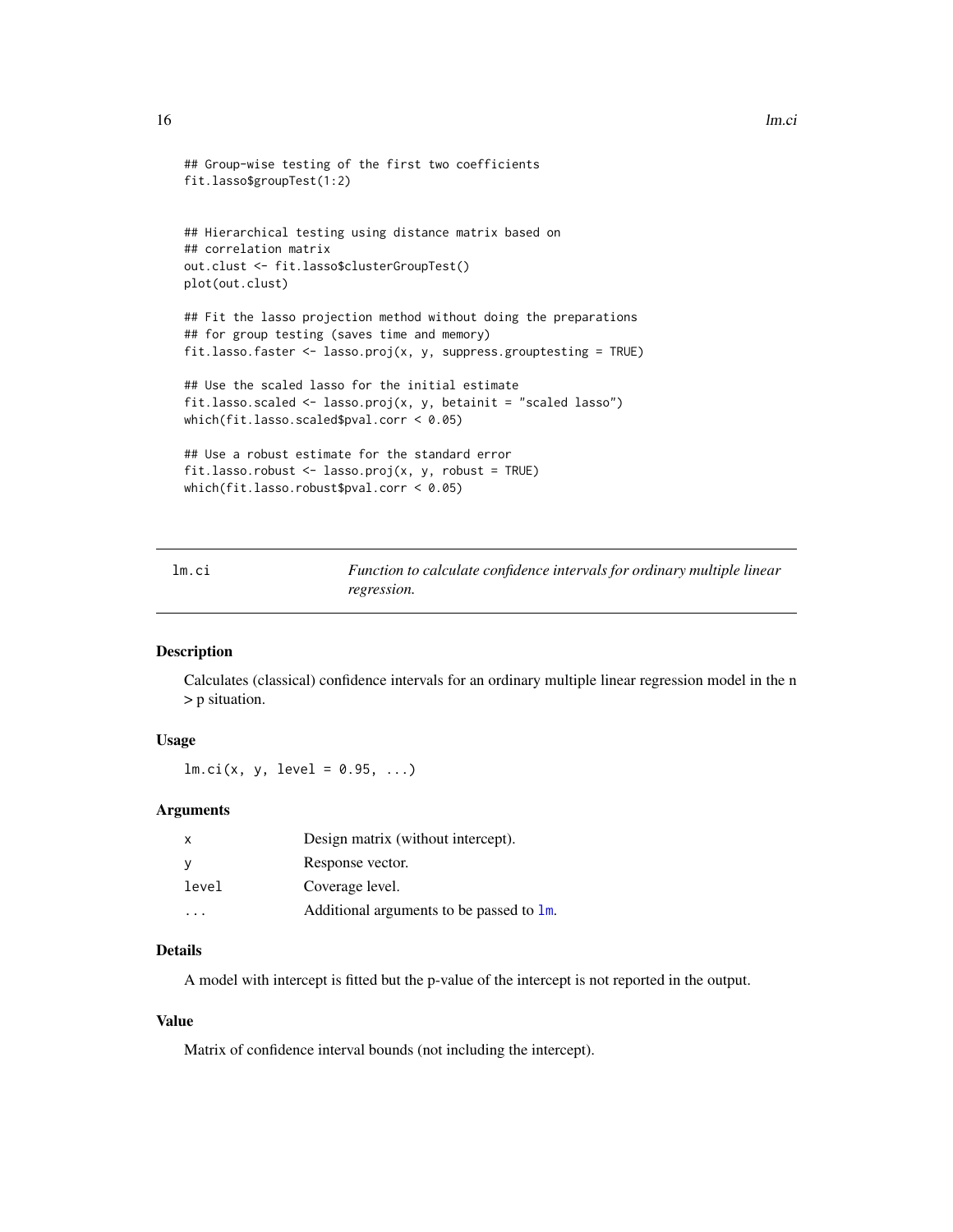```
## Group-wise testing of the first two coefficients
fit.lasso$groupTest(1:2)


## Hierarchical testing using distance matrix based on
## correlation matrix
out.clust <- fit.lasso$clusterGroupTest()
plot(out.clust)

## Fit the lasso projection method without doing the preparations
## for group testing (saves time and memory)
fit.lasso.faster <- lasso.proj(x, y, suppress.grouptesting = TRUE)

## Use the scaled lasso for the initial estimate
fit.lasso.scaled <- lasso.proj(x, y, betainit = "scaled lasso")
which(fit.lasso.scaled$pval.corr < 0.05)

## Use a robust estimate for the standard error
fit.lasso.robust <- lasso.proj(x, y, robust = TRUE)
which(fit.lasso.robust$pval.corr < 0.05)
```

---

## lm.ci — *Function to calculate confidence intervals for ordinary multiple linear regression.*

---

### Description

Calculates (classical) confidence intervals for an ordinary multiple linear regression model in the n > p situation.

### Usage

```
lm.ci(x, y, level = 0.95, ...)
```

### Arguments

| | |
|---|---|
| `x` | Design matrix (without intercept). |
| `y` | Response vector. |
| `level` | Coverage level. |
| `...` | Additional arguments to be passed to `lm`. |

### Details

A model with intercept is fitted but the p-value of the intercept is not reported in the output.

### Value

Matrix of confidence interval bounds (not including the intercept).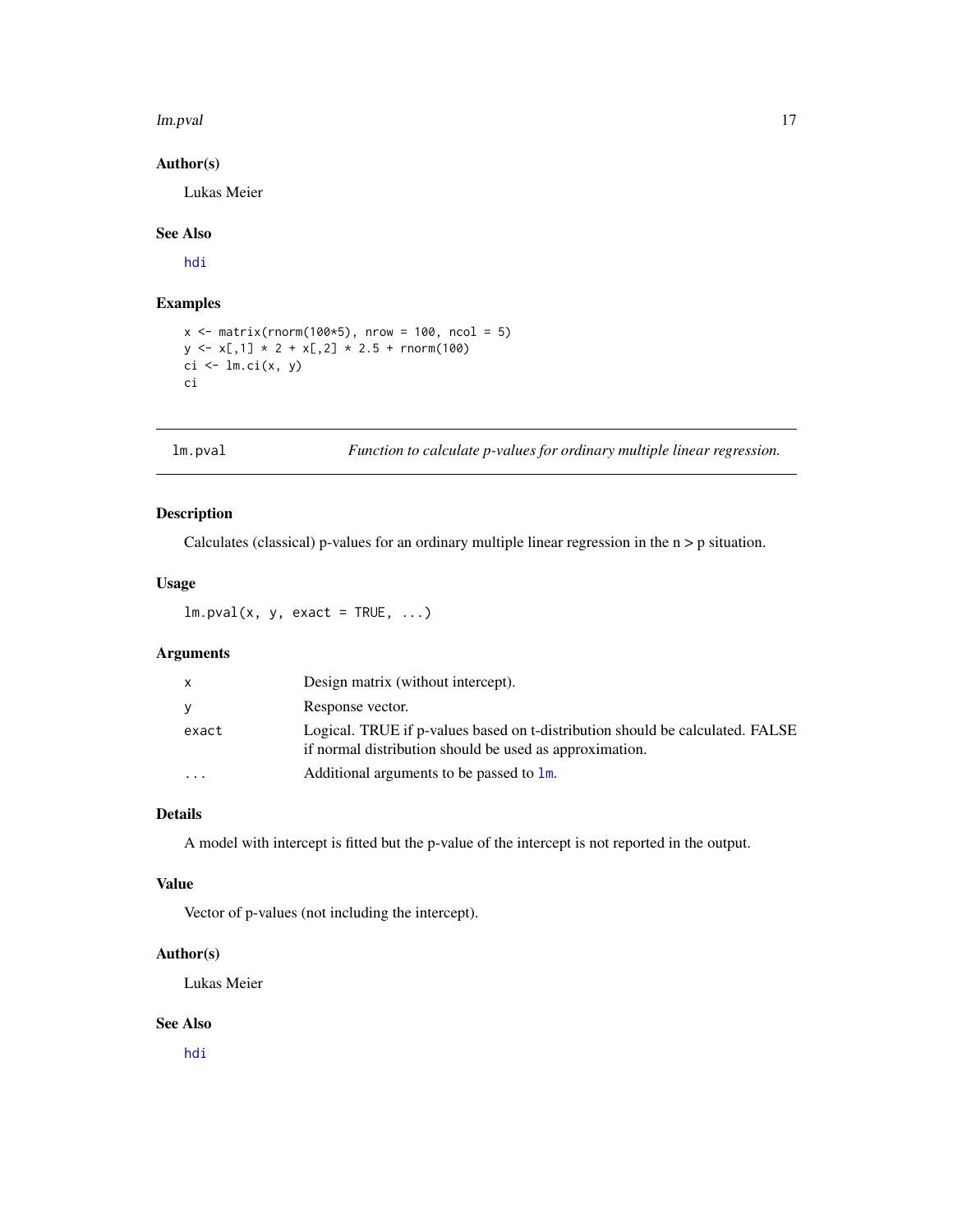### Author(s)

Lukas Meier

### See Also

hdi

### Examples

```
x <- matrix(rnorm(100*5), nrow = 100, ncol = 5)
y <- x[,1] * 2 + x[,2] * 2.5 + rnorm(100)
ci <- lm.ci(x, y)
ci
```

---

## lm.pval — *Function to calculate p-values for ordinary multiple linear regression.*

---

### Description

Calculates (classical) p-values for an ordinary multiple linear regression in the n > p situation.

### Usage

```
lm.pval(x, y, exact = TRUE, ...)
```

### Arguments

| | |
|---|---|
| `x` | Design matrix (without intercept). |
| `y` | Response vector. |
| `exact` | Logical. TRUE if p-values based on t-distribution should be calculated. FALSE if normal distribution should be used as approximation. |
| `...` | Additional arguments to be passed to `lm`. |

### Details

A model with intercept is fitted but the p-value of the intercept is not reported in the output.

### Value

Vector of p-values (not including the intercept).

### Author(s)

Lukas Meier

### See Also

hdi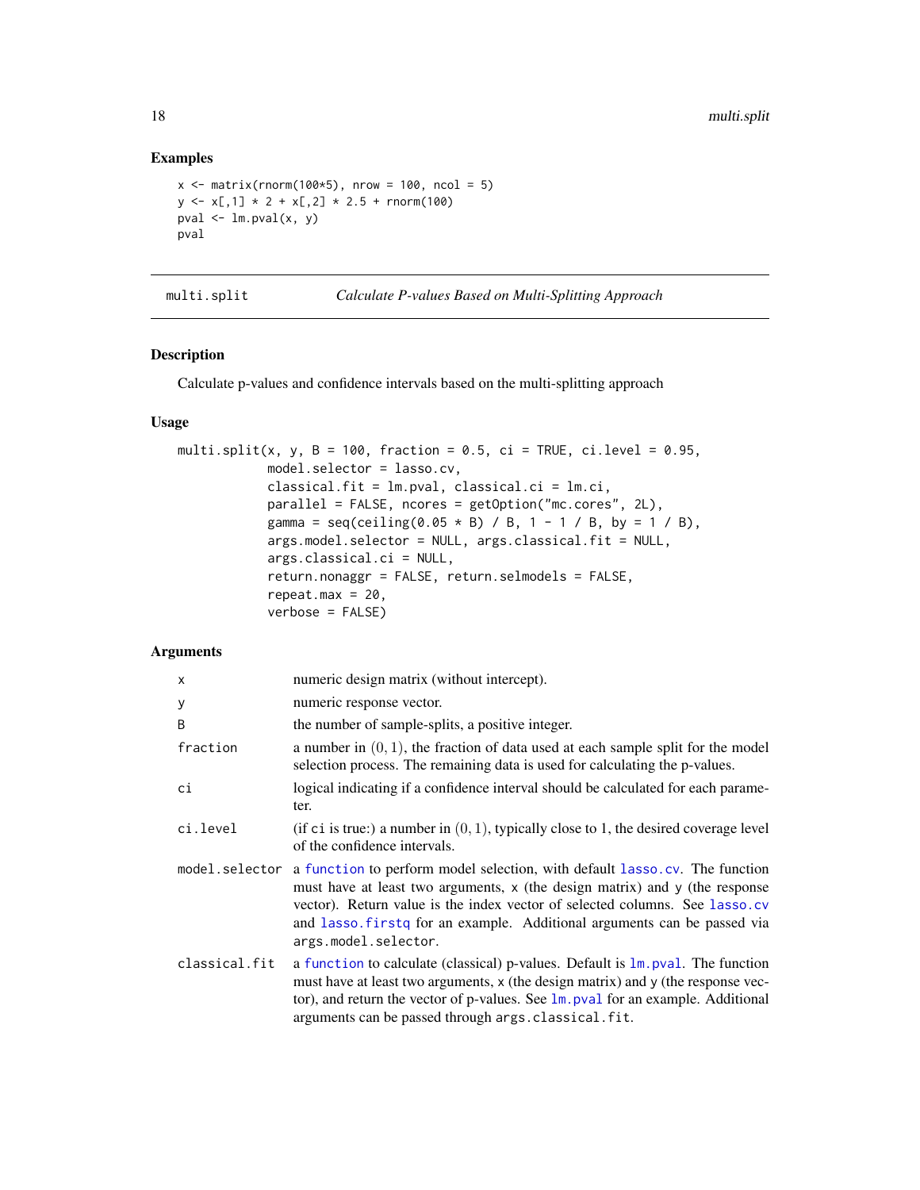## Examples

```
x <- matrix(rnorm(100*5), nrow = 100, ncol = 5)
y <- x[,1] * 2 + x[,2] * 2.5 + rnorm(100)
pval <- lm.pval(x, y)
pval
```

---

## multi.split — *Calculate P-values Based on Multi-Splitting Approach*

### Description

Calculate p-values and confidence intervals based on the multi-splitting approach

### Usage

```
multi.split(x, y, B = 100, fraction = 0.5, ci = TRUE, ci.level = 0.95,
            model.selector = lasso.cv,
            classical.fit = lm.pval, classical.ci = lm.ci,
            parallel = FALSE, ncores = getOption("mc.cores", 2L),
            gamma = seq(ceiling(0.05 * B) / B, 1 - 1 / B, by = 1 / B),
            args.model.selector = NULL, args.classical.fit = NULL,
            args.classical.ci = NULL,
            return.nonaggr = FALSE, return.selmodels = FALSE,
            repeat.max = 20,
            verbose = FALSE)
```

### Arguments

| | |
|---|---|
| `x` | numeric design matrix (without intercept). |
| `y` | numeric response vector. |
| `B` | the number of sample-splits, a positive integer. |
| `fraction` | a number in $(0, 1)$, the fraction of data used at each sample split for the model selection process. The remaining data is used for calculating the p-values. |
| `ci` | logical indicating if a confidence interval should be calculated for each parameter. |
| `ci.level` | (if `ci` is true:) a number in $(0, 1)$, typically close to 1, the desired coverage level of the confidence intervals. |
| `model.selector` | a `function` to perform model selection, with default `lasso.cv`. The function must have at least two arguments, `x` (the design matrix) and `y` (the response vector). Return value is the index vector of selected columns. See `lasso.cv` and `lasso.firstq` for an example. Additional arguments can be passed via `args.model.selector`. |
| `classical.fit` | a `function` to calculate (classical) p-values. Default is `lm.pval`. The function must have at least two arguments, `x` (the design matrix) and `y` (the response vector), and return the vector of p-values. See `lm.pval` for an example. Additional arguments can be passed through `args.classical.fit`. |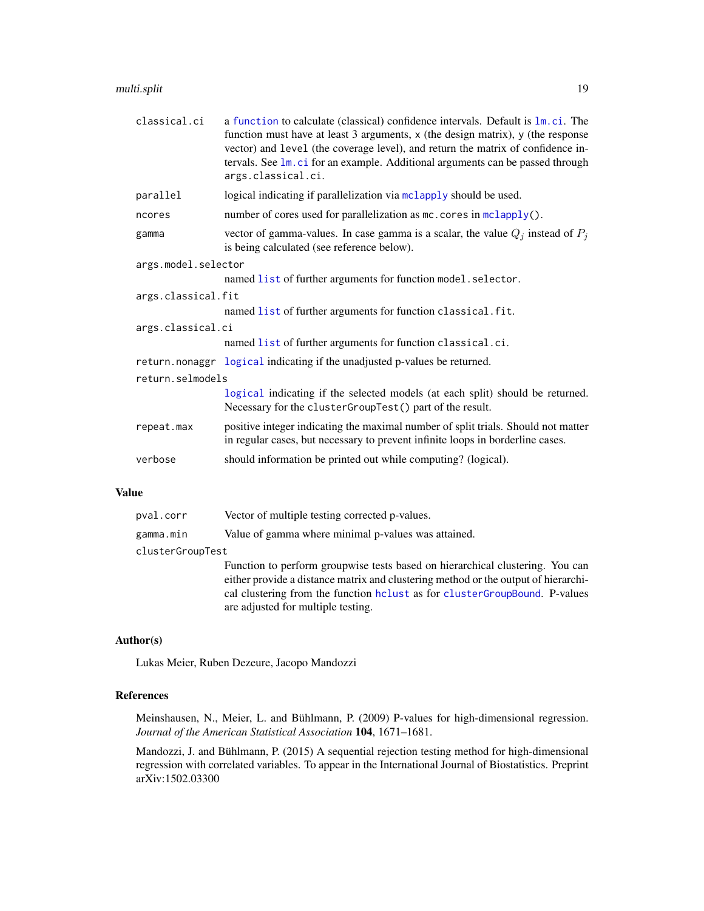| | |
|---|---|
| `classical.ci` | a `function` to calculate (classical) confidence intervals. Default is `lm.ci`. The function must have at least 3 arguments, `x` (the design matrix), `y` (the response vector) and `level` (the coverage level), and return the matrix of confidence intervals. See `lm.ci` for an example. Additional arguments can be passed through `args.classical.ci`. |
| `parallel` | logical indicating if parallelization via `mclapply` should be used. |
| `ncores` | number of cores used for parallelization as `mc.cores` in `mclapply()`. |
| `gamma` | vector of gamma-values. In case gamma is a scalar, the value $Q_j$ instead of $P_j$ is being calculated (see reference below). |
| `args.model.selector` | named `list` of further arguments for function `model.selector`. |
| `args.classical.fit` | named `list` of further arguments for function `classical.fit`. |
| `args.classical.ci` | named `list` of further arguments for function `classical.ci`. |
| `return.nonaggr` | `logical` indicating if the unadjusted p-values be returned. |
| `return.selmodels` | `logical` indicating if the selected models (at each split) should be returned. Necessary for the `clusterGroupTest()` part of the result. |
| `repeat.max` | positive integer indicating the maximal number of split trials. Should not matter in regular cases, but necessary to prevent infinite loops in borderline cases. |
| `verbose` | should information be printed out while computing? (logical). |

## Value

| | |
|---|---|
| `pval.corr` | Vector of multiple testing corrected p-values. |
| `gamma.min` | Value of gamma where minimal p-values was attained. |
| `clusterGroupTest` | Function to perform groupwise tests based on hierarchical clustering. You can either provide a distance matrix and clustering method or the output of hierarchical clustering from the function `hclust` as for `clusterGroupBound`. P-values are adjusted for multiple testing. |

## Author(s)

Lukas Meier, Ruben Dezeure, Jacopo Mandozzi

## References

Meinshausen, N., Meier, L. and Bühlmann, P. (2009) P-values for high-dimensional regression. *Journal of the American Statistical Association* **104**, 1671–1681.

Mandozzi, J. and Bühlmann, P. (2015) A sequential rejection testing method for high-dimensional regression with correlated variables. To appear in the International Journal of Biostatistics. Preprint arXiv:1502.03300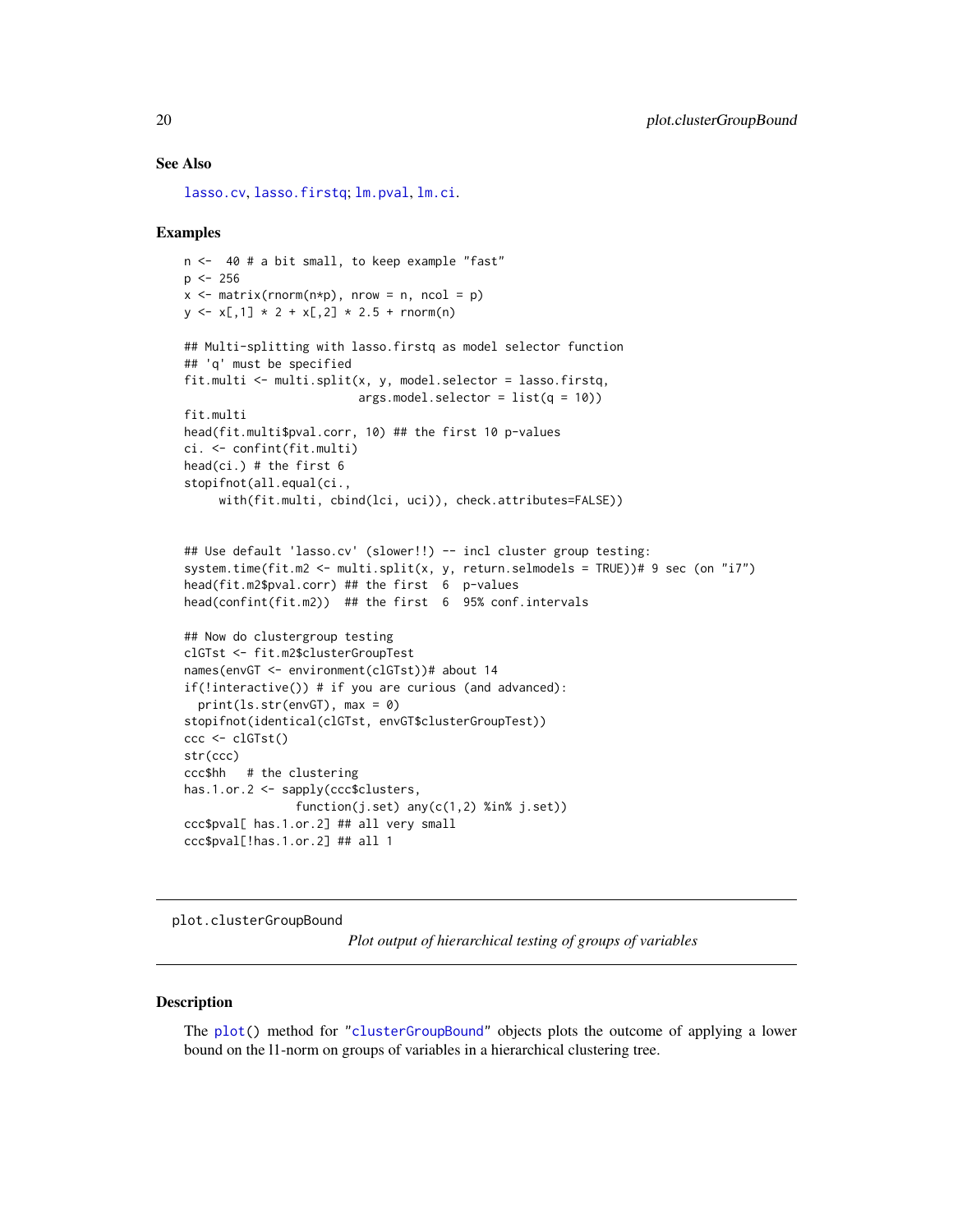## See Also

lasso.cv, lasso.firstq; lm.pval, lm.ci.

## Examples

```
n <-  40 # a bit small, to keep example "fast"
p <- 256
x <- matrix(rnorm(n*p), nrow = n, ncol = p)
y <- x[,1] * 2 + x[,2] * 2.5 + rnorm(n)

## Multi-splitting with lasso.firstq as model selector function
## 'q' must be specified
fit.multi <- multi.split(x, y, model.selector = lasso.firstq,
                         args.model.selector = list(q = 10))
fit.multi
head(fit.multi$pval.corr, 10) ## the first 10 p-values
ci. <- confint(fit.multi)
head(ci.) # the first 6
stopifnot(all.equal(ci.,
     with(fit.multi, cbind(lci, uci)), check.attributes=FALSE))


## Use default 'lasso.cv' (slower!!) -- incl cluster group testing:
system.time(fit.m2 <- multi.split(x, y, return.selmodels = TRUE))# 9 sec (on "i7")
head(fit.m2$pval.corr) ## the first  6  p-values
head(confint(fit.m2))  ## the first  6  95% conf.intervals

## Now do clustergroup testing
clGTst <- fit.m2$clusterGroupTest
names(envGT <- environment(clGTst))# about 14
if(!interactive()) # if you are curious (and advanced):
  print(ls.str(envGT), max = 0)
stopifnot(identical(clGTst, envGT$clusterGroupTest))
ccc <- clGTst()
str(ccc)
ccc$hh   # the clustering
has.1.or.2 <- sapply(ccc$clusters,
                function(j.set) any(c(1,2) %in% j.set))
ccc$pval[ has.1.or.2] ## all very small
ccc$pval[!has.1.or.2] ## all 1
```

---

# plot.clusterGroupBound

*Plot output of hierarchical testing of groups of variables*

---

## Description

The plot() method for "clusterGroupBound" objects plots the outcome of applying a lower bound on the l1-norm on groups of variables in a hierarchical clustering tree.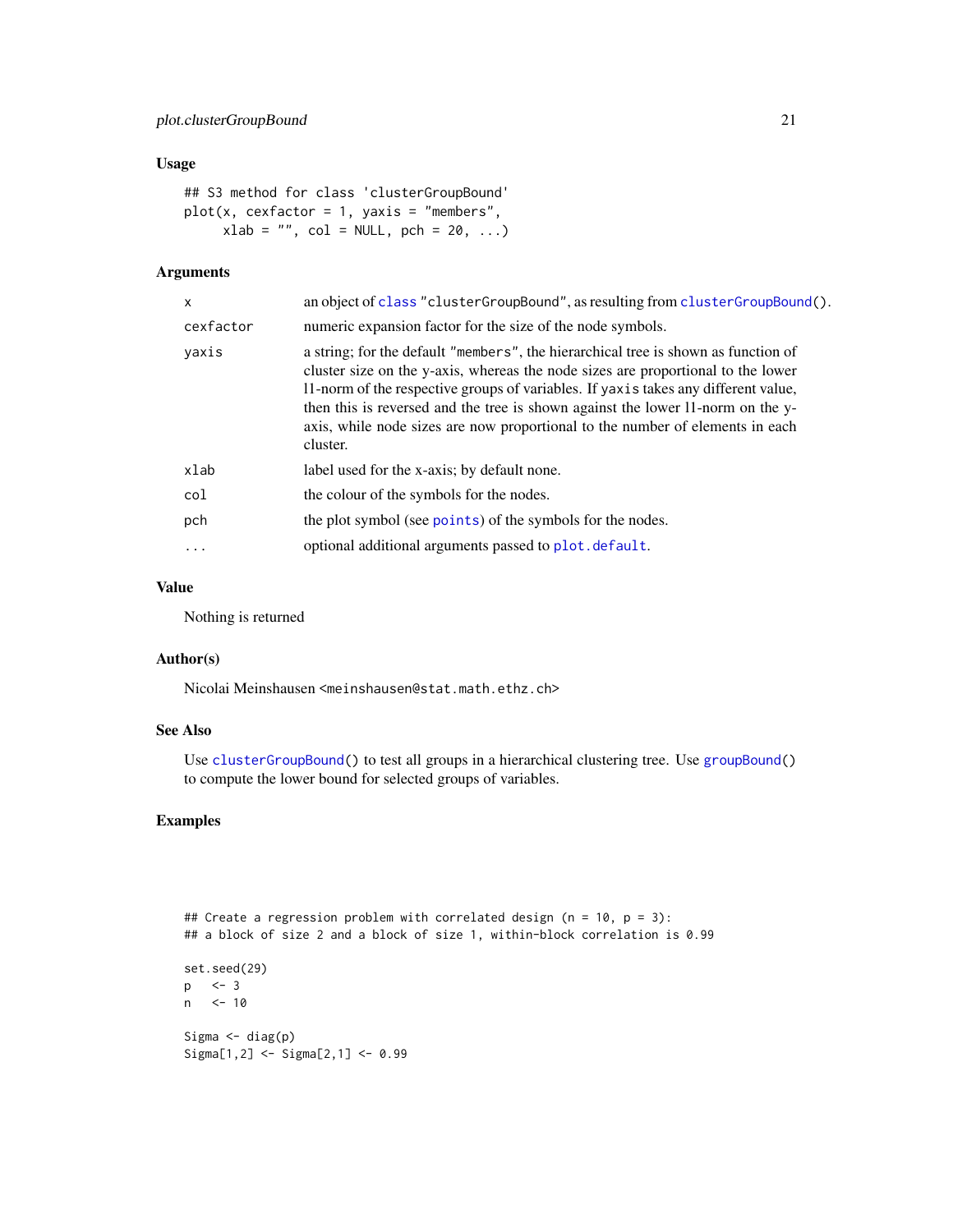### Usage

```
## S3 method for class 'clusterGroupBound'
plot(x, cexfactor = 1, yaxis = "members",
     xlab = "", col = NULL, pch = 20, ...)
```

### Arguments

| | |
|---|---|
| `x` | an object of class "clusterGroupBound", as resulting from clusterGroupBound(). |
| `cexfactor` | numeric expansion factor for the size of the node symbols. |
| `yaxis` | a string; for the default "members", the hierarchical tree is shown as function of cluster size on the y-axis, whereas the node sizes are proportional to the lower l1-norm of the respective groups of variables. If `yaxis` takes any different value, then this is reversed and the tree is shown against the lower l1-norm on the y-axis, while node sizes are now proportional to the number of elements in each cluster. |
| `xlab` | label used for the x-axis; by default none. |
| `col` | the colour of the symbols for the nodes. |
| `pch` | the plot symbol (see points) of the symbols for the nodes. |
| `...` | optional additional arguments passed to plot.default. |

### Value

Nothing is returned

### Author(s)

Nicolai Meinshausen <meinshausen@stat.math.ethz.ch>

### See Also

Use clusterGroupBound() to test all groups in a hierarchical clustering tree. Use groupBound() to compute the lower bound for selected groups of variables.

### Examples

```
## Create a regression problem with correlated design (n = 10, p = 3):
## a block of size 2 and a block of size 1, within-block correlation is 0.99

set.seed(29)
p   <- 3
n   <- 10

Sigma <- diag(p)
Sigma[1,2] <- Sigma[2,1] <- 0.99
```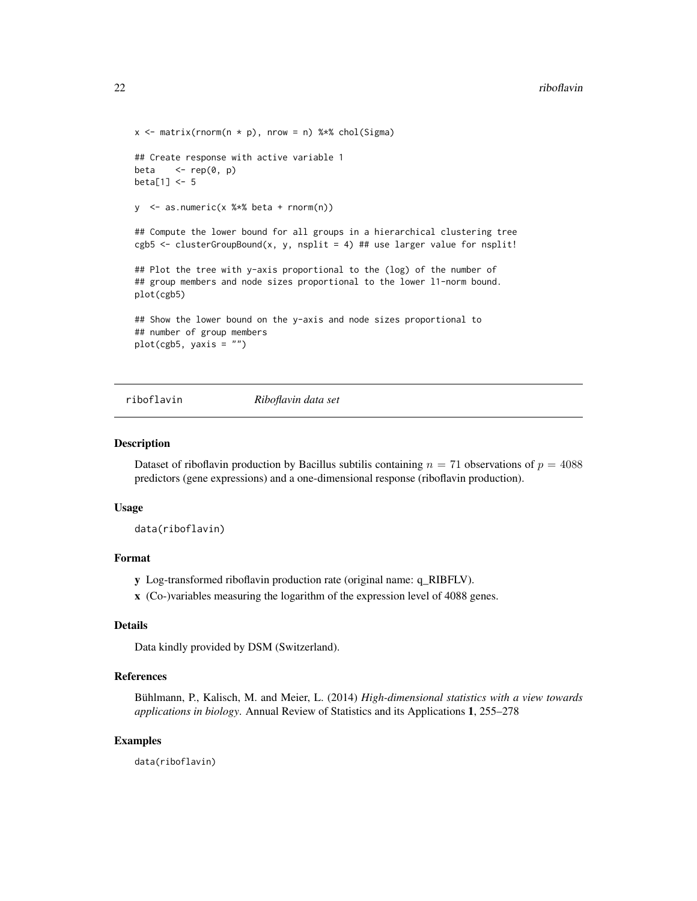```
x <- matrix(rnorm(n * p), nrow = n) %*% chol(Sigma)

## Create response with active variable 1
beta    <- rep(0, p)
beta[1] <- 5

y  <- as.numeric(x %*% beta + rnorm(n))

## Compute the lower bound for all groups in a hierarchical clustering tree
cgb5 <- clusterGroupBound(x, y, nsplit = 4) ## use larger value for nsplit!

## Plot the tree with y-axis proportional to the (log) of the number of
## group members and node sizes proportional to the lower l1-norm bound.
plot(cgb5)

## Show the lower bound on the y-axis and node sizes proportional to
## number of group members
plot(cgb5, yaxis = "")
```

---

`riboflavin` *Riboflavin data set*

---

### Description

Dataset of riboflavin production by Bacillus subtilis containing $n = 71$ observations of $p = 4088$ predictors (gene expressions) and a one-dimensional response (riboflavin production).

### Usage

```
data(riboflavin)
```

### Format

- **y** Log-transformed riboflavin production rate (original name: q_RIBFLV).
- **x** (Co-)variables measuring the logarithm of the expression level of 4088 genes.

### Details

Data kindly provided by DSM (Switzerland).

### References

Bühlmann, P., Kalisch, M. and Meier, L. (2014) *High-dimensional statistics with a view towards applications in biology.* Annual Review of Statistics and its Applications **1**, 255–278

### Examples

```
data(riboflavin)
```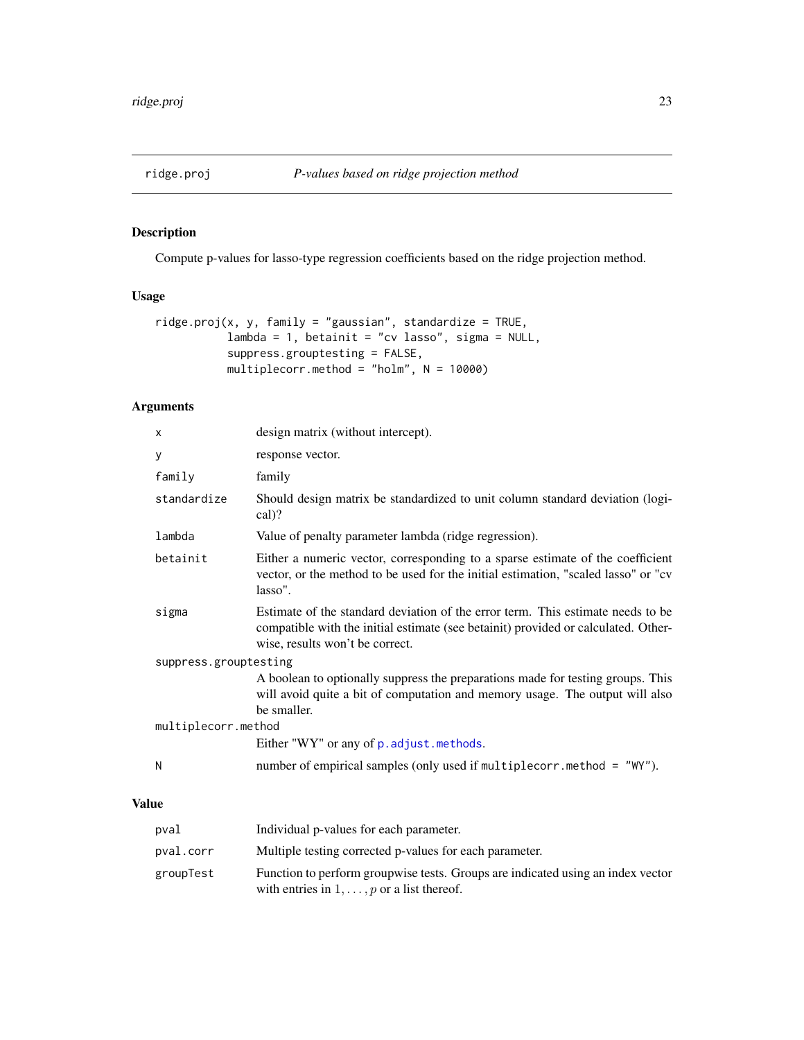## ridge.proj *P-values based on ridge projection method*

### Description

Compute p-values for lasso-type regression coefficients based on the ridge projection method.

### Usage

```
ridge.proj(x, y, family = "gaussian", standardize = TRUE,
           lambda = 1, betainit = "cv lasso", sigma = NULL,
           suppress.grouptesting = FALSE,
           multiplecorr.method = "holm", N = 10000)
```

### Arguments

| | |
|---|---|
| `x` | design matrix (without intercept). |
| `y` | response vector. |
| `family` | family |
| `standardize` | Should design matrix be standardized to unit column standard deviation (logical)? |
| `lambda` | Value of penalty parameter lambda (ridge regression). |
| `betainit` | Either a numeric vector, corresponding to a sparse estimate of the coefficient vector, or the method to be used for the initial estimation, "scaled lasso" or "cv lasso". |
| `sigma` | Estimate of the standard deviation of the error term. This estimate needs to be compatible with the initial estimate (see betainit) provided or calculated. Otherwise, results won't be correct. |
| `suppress.grouptesting` | A boolean to optionally suppress the preparations made for testing groups. This will avoid quite a bit of computation and memory usage. The output will also be smaller. |
| `multiplecorr.method` | Either "WY" or any of `p.adjust.methods`. |
| `N` | number of empirical samples (only used if `multiplecorr.method = "WY"`). |

### Value

| | |
|---|---|
| `pval` | Individual p-values for each parameter. |
| `pval.corr` | Multiple testing corrected p-values for each parameter. |
| `groupTest` | Function to perform groupwise tests. Groups are indicated using an index vector with entries in $1, \ldots, p$ or a list thereof. |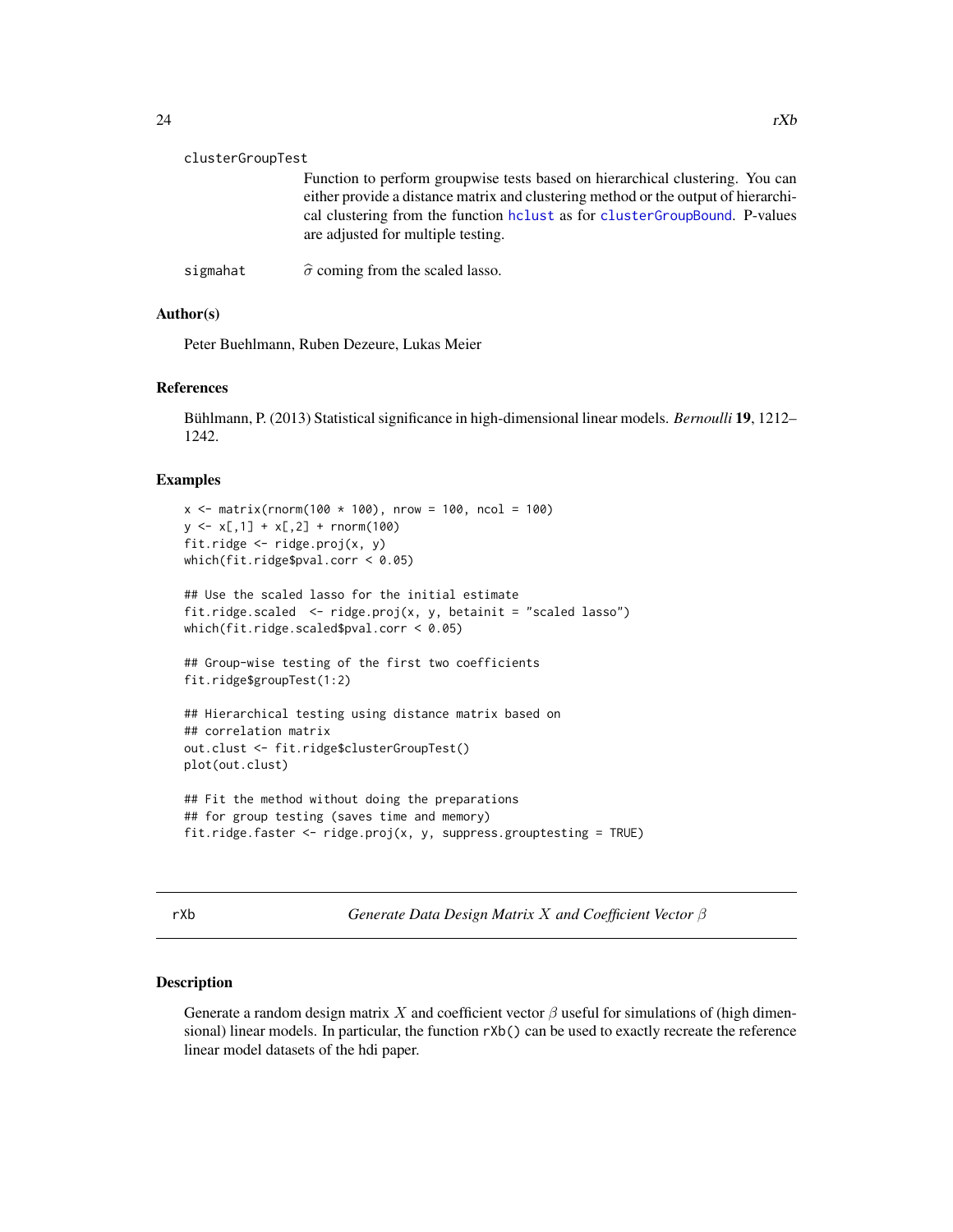clusterGroupTest

Function to perform groupwise tests based on hierarchical clustering. You can either provide a distance matrix and clustering method or the output of hierarchical clustering from the function hclust as for clusterGroupBound. P-values are adjusted for multiple testing.

sigmahat

$\widehat{\sigma}$ coming from the scaled lasso.

### Author(s)

Peter Buehlmann, Ruben Dezeure, Lukas Meier

### References

Bühlmann, P. (2013) Statistical significance in high-dimensional linear models. *Bernoulli* **19**, 1212–1242.

### Examples

```
x <- matrix(rnorm(100 * 100), nrow = 100, ncol = 100)
y <- x[,1] + x[,2] + rnorm(100)
fit.ridge <- ridge.proj(x, y)
which(fit.ridge$pval.corr < 0.05)

## Use the scaled lasso for the initial estimate
fit.ridge.scaled  <- ridge.proj(x, y, betainit = "scaled lasso")
which(fit.ridge.scaled$pval.corr < 0.05)

## Group-wise testing of the first two coefficients
fit.ridge$groupTest(1:2)

## Hierarchical testing using distance matrix based on
## correlation matrix
out.clust <- fit.ridge$clusterGroupTest()
plot(out.clust)

## Fit the method without doing the preparations
## for group testing (saves time and memory)
fit.ridge.faster <- ridge.proj(x, y, suppress.grouptesting = TRUE)
```

---

## rXb — *Generate Data Design Matrix $X$ and Coefficient Vector $\beta$*

### Description

Generate a random design matrix $X$ and coefficient vector $\beta$ useful for simulations of (high dimensional) linear models. In particular, the function rXb() can be used to exactly recreate the reference linear model datasets of the hdi paper.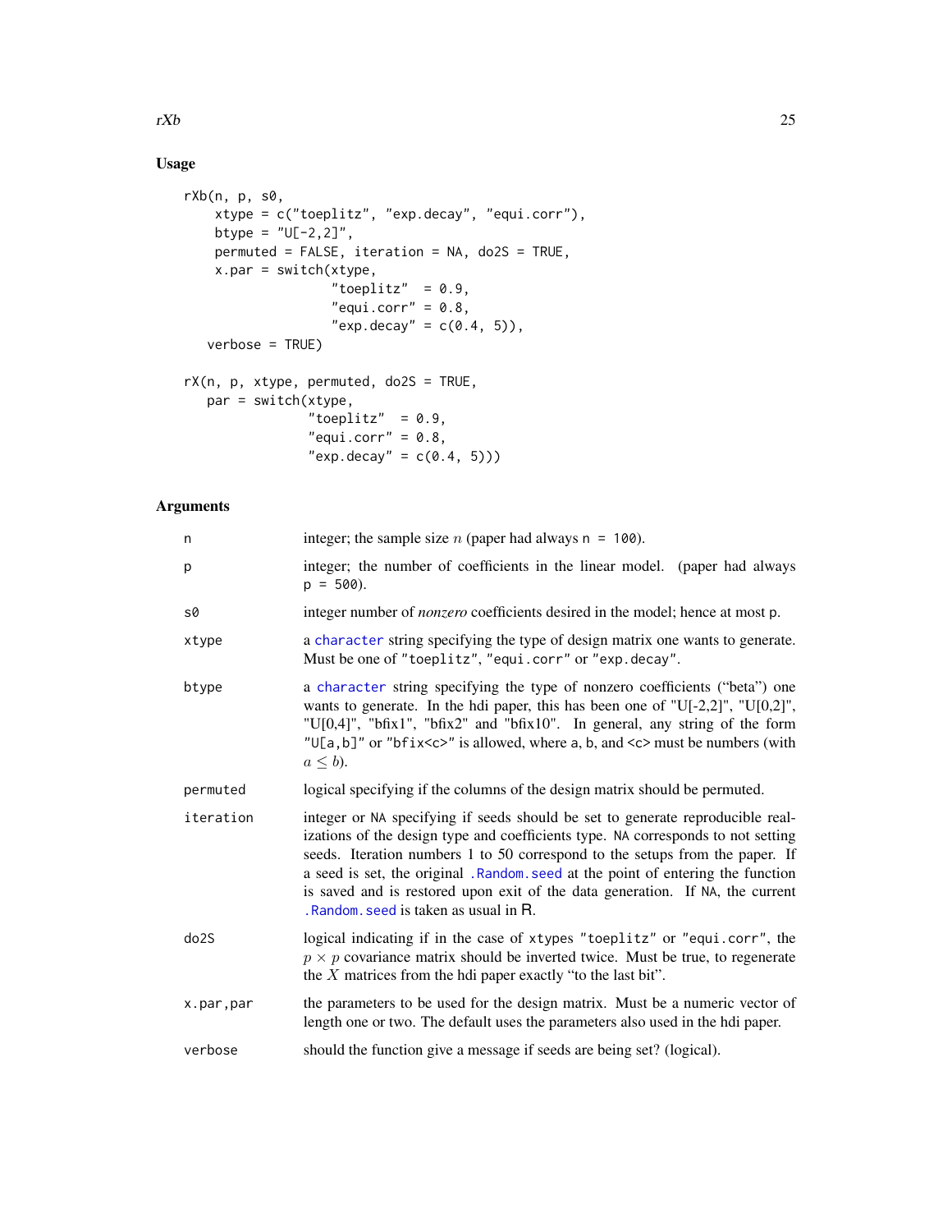## Usage

```
rXb(n, p, s0,
    xtype = c("toeplitz", "exp.decay", "equi.corr"),
    btype = "U[-2,2]",
    permuted = FALSE, iteration = NA, do2S = TRUE,
    x.par = switch(xtype,
                   "toeplitz"  = 0.9,
                   "equi.corr" = 0.8,
                   "exp.decay" = c(0.4, 5)),
   verbose = TRUE)

rX(n, p, xtype, permuted, do2S = TRUE,
   par = switch(xtype,
                "toeplitz"  = 0.9,
                "equi.corr" = 0.8,
                "exp.decay" = c(0.4, 5)))
```

## Arguments

| | |
|---|---|
| `n` | integer; the sample size $n$ (paper had always `n = 100`). |
| `p` | integer; the number of coefficients in the linear model. (paper had always `p = 500`). |
| `s0` | integer number of *nonzero* coefficients desired in the model; hence at most `p`. |
| `xtype` | a `character` string specifying the type of design matrix one wants to generate. Must be one of `"toeplitz"`, `"equi.corr"` or `"exp.decay"`. |
| `btype` | a `character` string specifying the type of nonzero coefficients ("beta") one wants to generate. In the hdi paper, this has been one of "U[-2,2]", "U[0,2]", "U[0,4]", "bfix1", "bfix2" and "bfix10". In general, any string of the form `"U[a,b]"` or `"bfix<c>"` is allowed, where `a`, `b`, and `<c>` must be numbers (with $a \leq b$). |
| `permuted` | logical specifying if the columns of the design matrix should be permuted. |
| `iteration` | integer or `NA` specifying if seeds should be set to generate reproducible realizations of the design type and coefficients type. `NA` corresponds to not setting seeds. Iteration numbers 1 to 50 correspond to the setups from the paper. If a seed is set, the original `.Random.seed` at the point of entering the function is saved and is restored upon exit of the data generation. If `NA`, the current `.Random.seed` is taken as usual in R. |
| `do2S` | logical indicating if in the case of `xtype`s `"toeplitz"` or `"equi.corr"`, the $p \times p$ covariance matrix should be inverted twice. Must be true, to regenerate the $X$ matrices from the hdi paper exactly "to the last bit". |
| `x.par,par` | the parameters to be used for the design matrix. Must be a numeric vector of length one or two. The default uses the parameters also used in the hdi paper. |
| `verbose` | should the function give a message if seeds are being set? (logical). |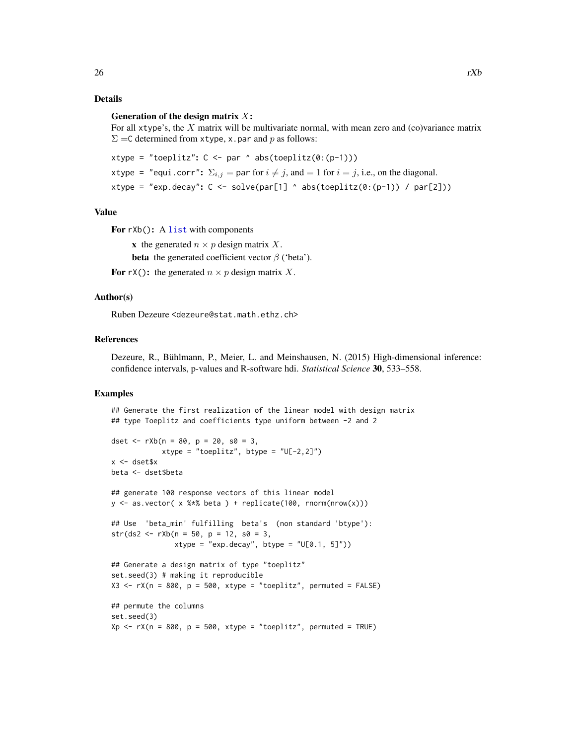## Details

**Generation of the design matrix $X$:**

For all `xtype`'s, the $X$ matrix will be multivariate normal, with mean zero and (co)variance matrix $\Sigma =$`C` determined from `xtype`, `x.par` and $p$ as follows:

`xtype = "toeplitz"`: `C <- par ^ abs(toeplitz(0:(p-1)))`

`xtype = "equi.corr"`: $\Sigma_{i,j} =$ `par` for $i \neq j$, and $= 1$ for $i = j$, i.e., on the diagonal.

`xtype = "exp.decay"`: `C <- solve(par[1] ^ abs(toeplitz(0:(p-1)) / par[2]))`

## Value

**For `rXb()`:** A `list` with components

- **x** the generated $n \times p$ design matrix $X$.
- **beta** the generated coefficient vector $\beta$ ('beta').

**For `rX()`:** the generated $n \times p$ design matrix $X$.

## Author(s)

Ruben Dezeure <dezeure@stat.math.ethz.ch>

## References

Dezeure, R., Bühlmann, P., Meier, L. and Meinshausen, N. (2015) High-dimensional inference: confidence intervals, p-values and R-software hdi. *Statistical Science* **30**, 533–558.

## Examples

```
## Generate the first realization of the linear model with design matrix
## type Toeplitz and coefficients type uniform between -2 and 2

dset <- rXb(n = 80, p = 20, s0 = 3,
            xtype = "toeplitz", btype = "U[-2,2]")
x <- dset$x
beta <- dset$beta

## generate 100 response vectors of this linear model
y <- as.vector( x %*% beta ) + replicate(100, rnorm(nrow(x)))

## Use  'beta_min' fulfilling  beta's  (non standard 'btype'):
str(ds2 <- rXb(n = 50, p = 12, s0 = 3,
               xtype = "exp.decay", btype = "U[0.1, 5]"))

## Generate a design matrix of type "toeplitz"
set.seed(3) # making it reproducible
X3 <- rX(n = 800, p = 500, xtype = "toeplitz", permuted = FALSE)

## permute the columns
set.seed(3)
Xp <- rX(n = 800, p = 500, xtype = "toeplitz", permuted = TRUE)
```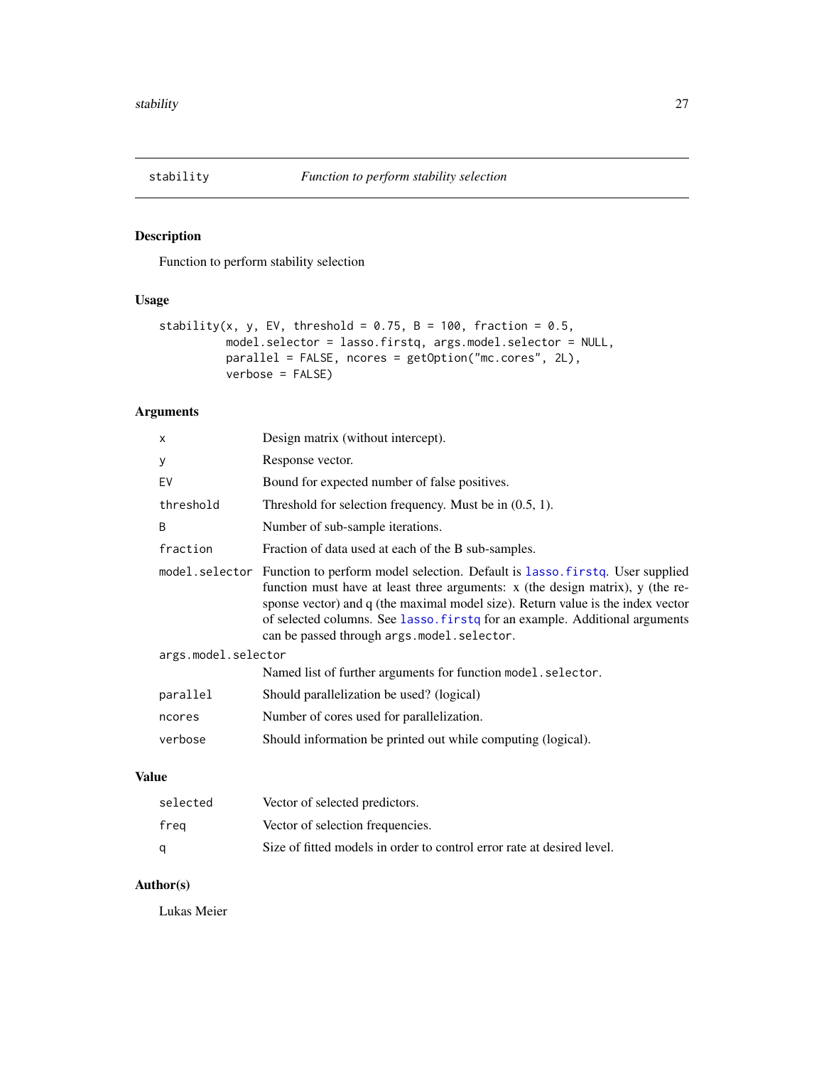# stability — *Function to perform stability selection*

## Description

Function to perform stability selection

## Usage

```
stability(x, y, EV, threshold = 0.75, B = 100, fraction = 0.5,
          model.selector = lasso.firstq, args.model.selector = NULL,
          parallel = FALSE, ncores = getOption("mc.cores", 2L),
          verbose = FALSE)
```

## Arguments

| Argument | Description |
|---|---|
| `x` | Design matrix (without intercept). |
| `y` | Response vector. |
| `EV` | Bound for expected number of false positives. |
| `threshold` | Threshold for selection frequency. Must be in (0.5, 1). |
| `B` | Number of sub-sample iterations. |
| `fraction` | Fraction of data used at each of the B sub-samples. |
| `model.selector` | Function to perform model selection. Default is `lasso.firstq`. User supplied function must have at least three arguments: x (the design matrix), y (the response vector) and q (the maximal model size). Return value is the index vector of selected columns. See `lasso.firstq` for an example. Additional arguments can be passed through `args.model.selector`. |
| `args.model.selector` | Named list of further arguments for function `model.selector`. |
| `parallel` | Should parallelization be used? (logical) |
| `ncores` | Number of cores used for parallelization. |
| `verbose` | Should information be printed out while computing (logical). |

## Value

| | |
|---|---|
| `selected` | Vector of selected predictors. |
| `freq` | Vector of selection frequencies. |
| `q` | Size of fitted models in order to control error rate at desired level. |

## Author(s)

Lukas Meier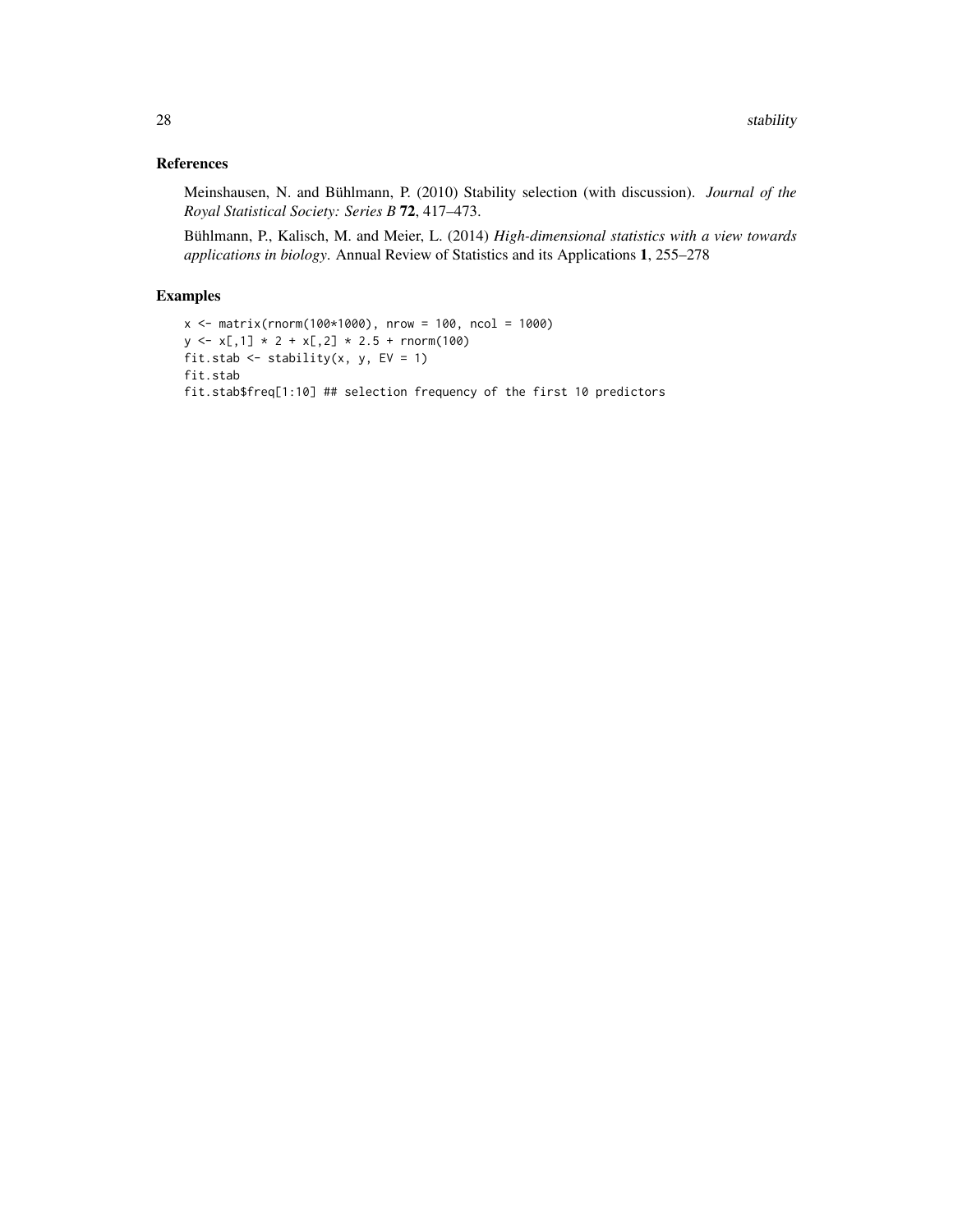## References

Meinshausen, N. and Bühlmann, P. (2010) Stability selection (with discussion). *Journal of the Royal Statistical Society: Series B* **72**, 417–473.

Bühlmann, P., Kalisch, M. and Meier, L. (2014) *High-dimensional statistics with a view towards applications in biology*. Annual Review of Statistics and its Applications **1**, 255–278

## Examples

```
x <- matrix(rnorm(100*1000), nrow = 100, ncol = 1000)
y <- x[,1] * 2 + x[,2] * 2.5 + rnorm(100)
fit.stab <- stability(x, y, EV = 1)
fit.stab
fit.stab$freq[1:10] ## selection frequency of the first 10 predictors
```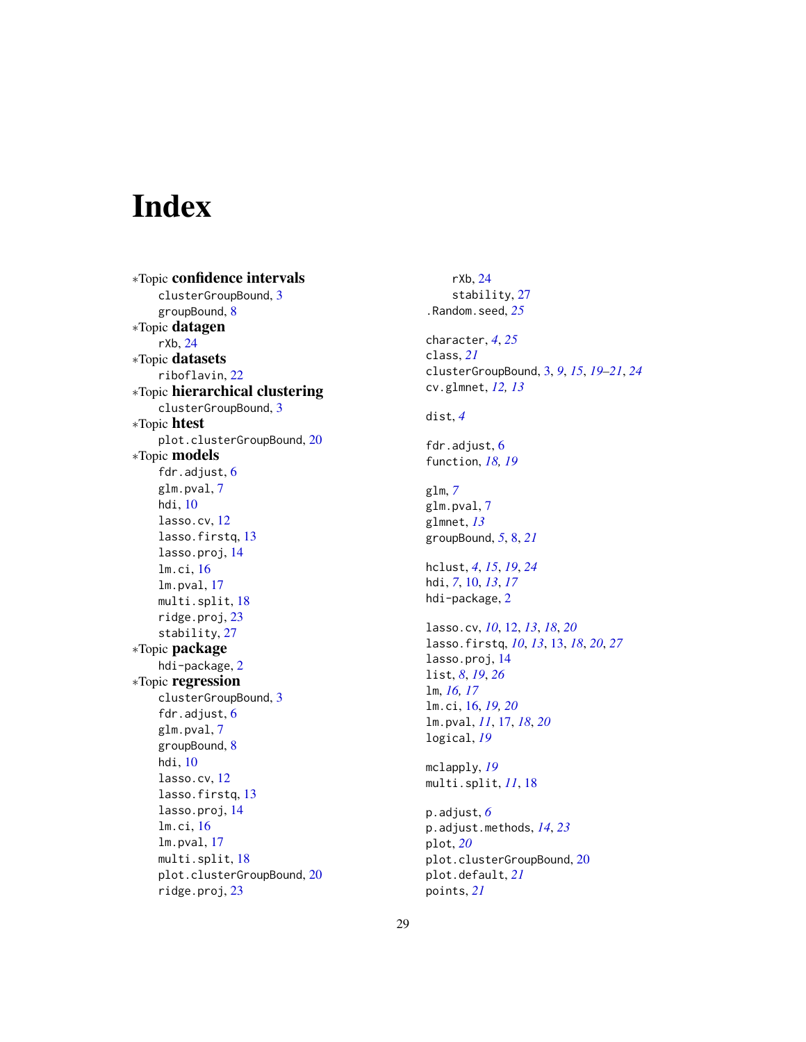# Index

∗Topic **confidence intervals**
- clusterGroupBound, 3
- groupBound, 8

∗Topic **datagen**
- rXb, 24

∗Topic **datasets**
- riboflavin, 22

∗Topic **hierarchical clustering**
- clusterGroupBound, 3

∗Topic **htest**
- plot.clusterGroupBound, 20

∗Topic **models**
- fdr.adjust, 6
- glm.pval, 7
- hdi, 10
- lasso.cv, 12
- lasso.firstq, 13
- lasso.proj, 14
- lm.ci, 16
- lm.pval, 17
- multi.split, 18
- ridge.proj, 23
- stability, 27

∗Topic **package**
- hdi-package, 2

∗Topic **regression**
- clusterGroupBound, 3
- fdr.adjust, 6
- glm.pval, 7
- groupBound, 8
- hdi, 10
- lasso.cv, 12
- lasso.firstq, 13
- lasso.proj, 14
- lm.ci, 16
- lm.pval, 17
- multi.split, 18
- plot.clusterGroupBound, 20
- ridge.proj, 23
- rXb, 24
- stability, 27

.Random.seed, *25*

character, *4*, *25*
class, *21*
clusterGroupBound, 3, *9*, *15*, *19–21*, *24*
cv.glmnet, *12, 13*

dist, *4*

fdr.adjust, 6
function, *18, 19*

glm, *7*
glm.pval, 7
glmnet, *13*
groupBound, *5*, 8, *21*

hclust, *4*, *15*, *19*, *24*
hdi, *7*, 10, *13*, *17*
hdi-package, 2

lasso.cv, *10*, 12, *13*, *18*, *20*
lasso.firstq, *10*, *13*, 13, *18*, *20*, *27*
lasso.proj, 14
list, *8*, *19*, *26*
lm, *16, 17*
lm.ci, 16, *19, 20*
lm.pval, *11*, 17, *18*, *20*
logical, *19*

mclapply, *19*
multi.split, *11*, 18

p.adjust, *6*
p.adjust.methods, *14*, *23*
plot, *20*
plot.clusterGroupBound, 20
plot.default, *21*
points, *21*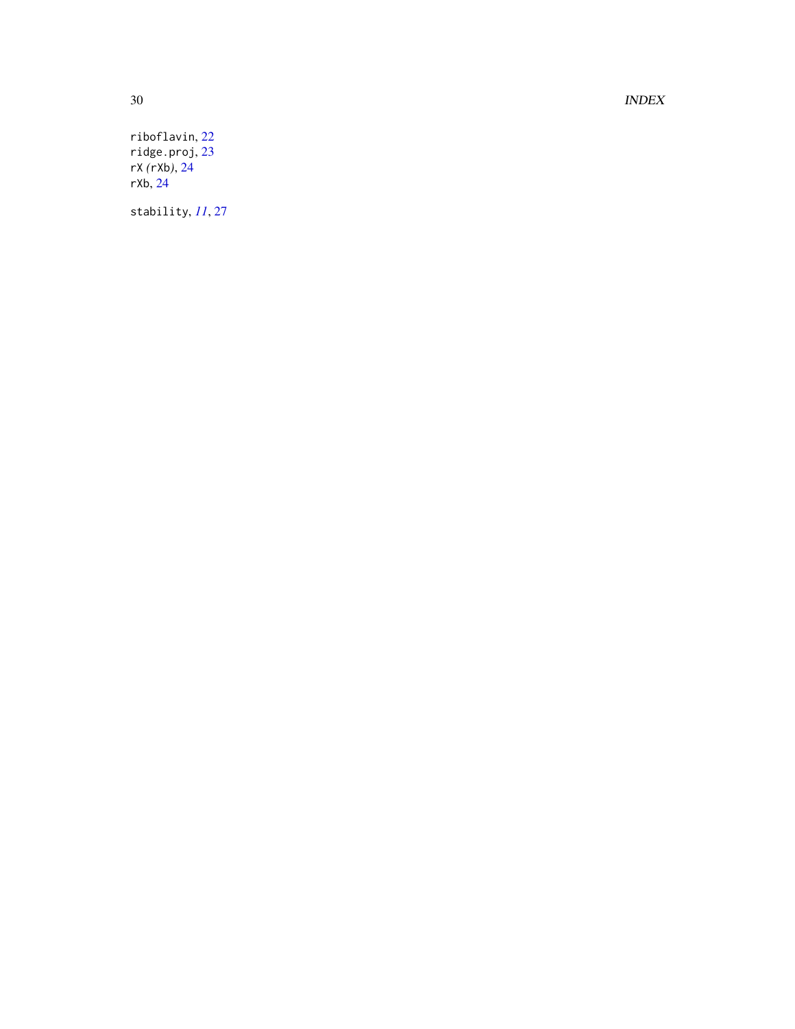riboflavin, 22
ridge.proj, 23
rX (rXb), 24
rXb, 24

stability, *11*, 27